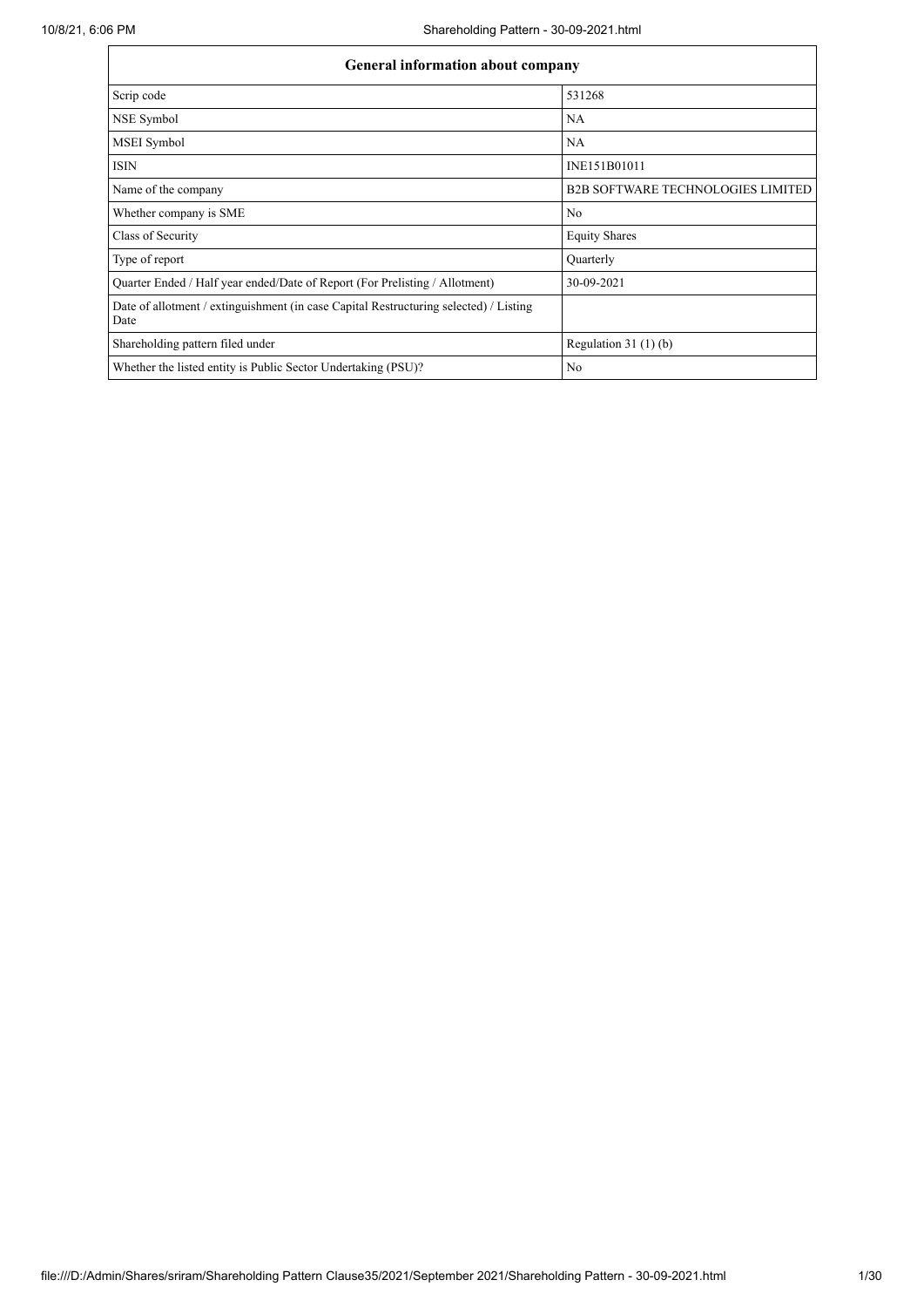| General information about company | |
|---|---|
| Scrip code | 531268 |
| NSE Symbol | NA |
| MSEI Symbol | NA |
| ISIN | INE151B01011 |
| Name of the company | B2B SOFTWARE TECHNOLOGIES LIMITED |
| Whether company is SME | No |
| Class of Security | Equity Shares |
| Type of report | Quarterly |
| Quarter Ended / Half year ended/Date of Report (For Prelisting / Allotment) | 30-09-2021 |
| Date of allotment / extinguishment (in case Capital Restructuring selected) / Listing Date | |
| Shareholding pattern filed under | Regulation 31 (1) (b) |
| Whether the listed entity is Public Sector Undertaking (PSU)? | No |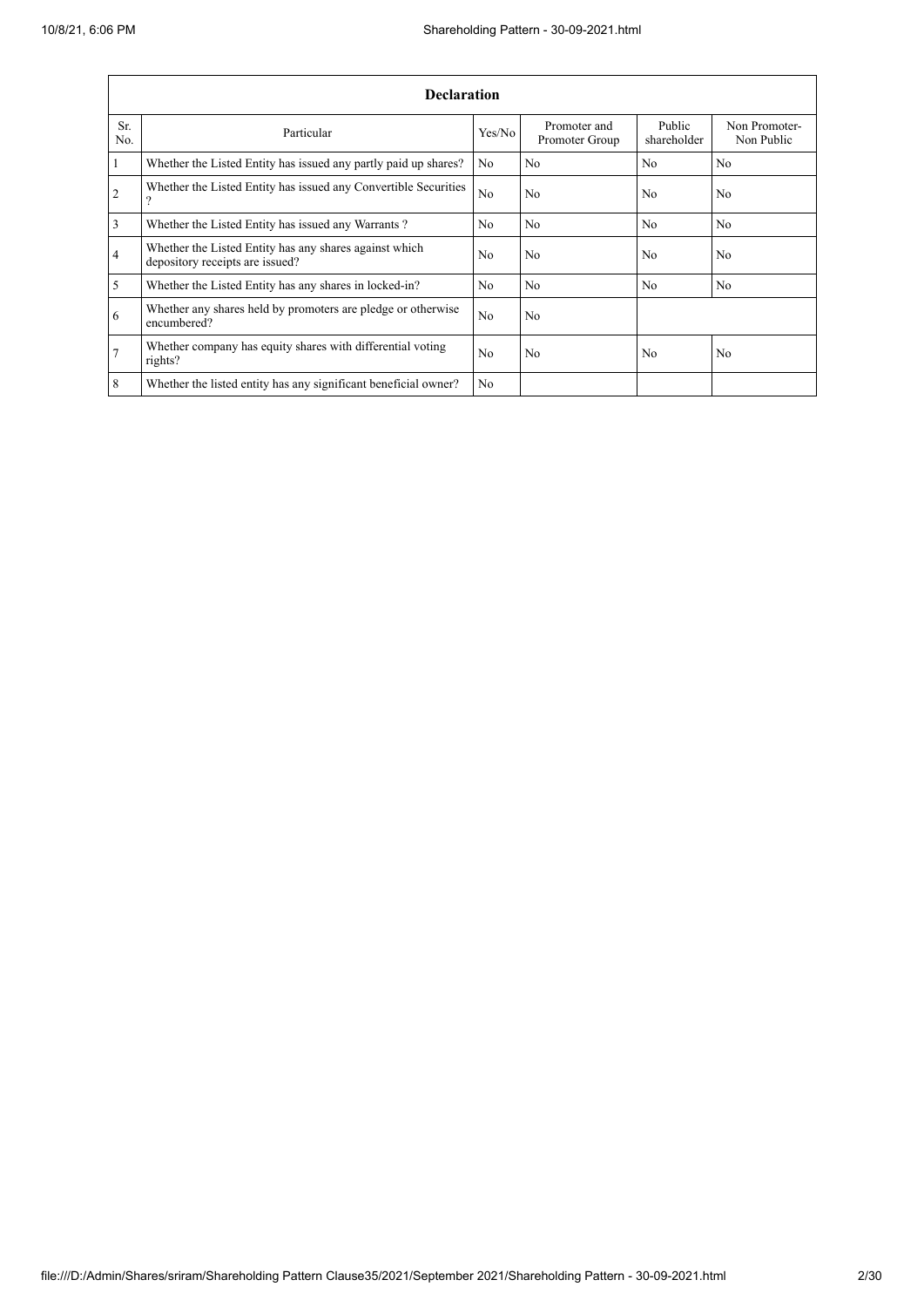| Declaration | | | | | |
|---|---|---|---|---|---|
| Sr. No. | Particular | Yes/No | Promoter and Promoter Group | Public shareholder | Non Promoter- Non Public |
| 1 | Whether the Listed Entity has issued any partly paid up shares? | No | No | No | No |
| 2 | Whether the Listed Entity has issued any Convertible Securities ? | No | No | No | No |
| 3 | Whether the Listed Entity has issued any Warrants ? | No | No | No | No |
| 4 | Whether the Listed Entity has any shares against which depository receipts are issued? | No | No | No | No |
| 5 | Whether the Listed Entity has any shares in locked-in? | No | No | No | No |
| 6 | Whether any shares held by promoters are pledge or otherwise encumbered? | No | No | | |
| 7 | Whether company has equity shares with differential voting rights? | No | No | No | No |
| 8 | Whether the listed entity has any significant beneficial owner? | No | | | |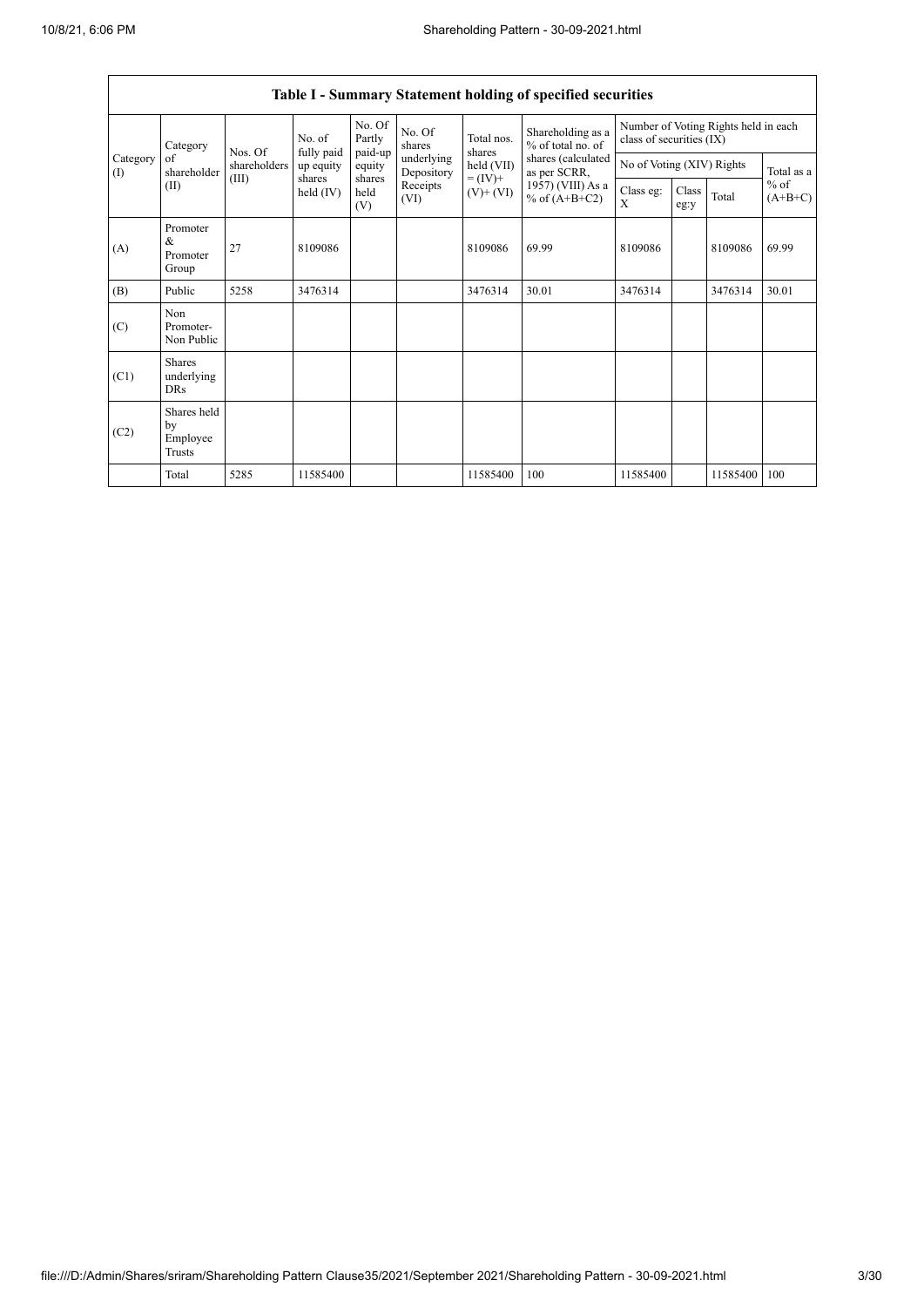## Table I - Summary Statement holding of specified securities

| Category (I) | Category of shareholder (II) | Nos. Of shareholders (III) | No. of fully paid up equity shares held (IV) | No. Of Partly paid-up equity shares held (V) | No. Of shares underlying Depository Receipts (VI) | Total nos. shares held (VII) = (IV)+ (V)+ (VI) | Shareholding as a % of total no. of shares (calculated as per SCRR, 1957) (VIII) As a % of (A+B+C2) | Number of Voting Rights held in each class of securities (IX) | | | |
|---|---|---|---|---|---|---|---|---|---|---|---|
| | | | | | | | | No of Voting (XIV) Rights | | | Total as a % of (A+B+C) |
| | | | | | | | | Class eg: X | Class eg:y | Total | |
| (A) | Promoter & Promoter Group | 27 | 8109086 | | | 8109086 | 69.99 | 8109086 | | 8109086 | 69.99 |
| (B) | Public | 5258 | 3476314 | | | 3476314 | 30.01 | 3476314 | | 3476314 | 30.01 |
| (C) | Non Promoter- Non Public | | | | | | | | | | |
| (C1) | Shares underlying DRs | | | | | | | | | | |
| (C2) | Shares held by Employee Trusts | | | | | | | | | | |
| | Total | 5285 | 11585400 | | | 11585400 | 100 | 11585400 | | 11585400 | 100 |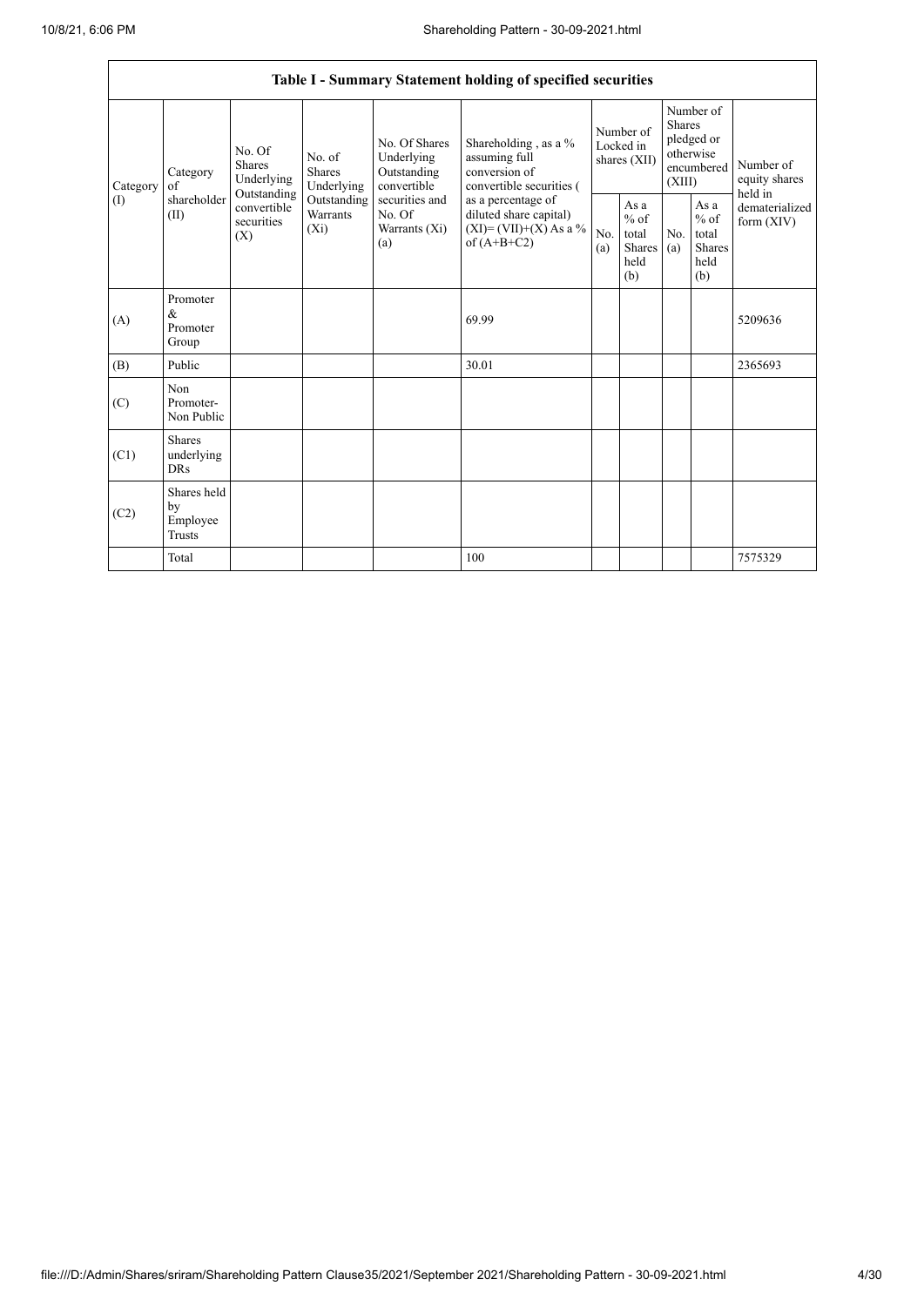| Table I - Summary Statement holding of specified securities | | | | | | | | | | | |
|---|---|---|---|---|---|---|---|---|---|---|---|
| Category (I) | Category of shareholder (II) | No. Of Shares Underlying Outstanding convertible securities (X) | No. of Shares Underlying Outstanding Warrants (Xi) | No. Of Shares Underlying Outstanding convertible securities and No. Of Warrants (Xi) (a) | Shareholding , as a % assuming full conversion of convertible securities ( as a percentage of diluted share capital) (XI)= (VII)+(X) As a % of (A+B+C2) | Number of Locked in shares (XII) | | Number of Shares pledged or otherwise encumbered (XIII) | | Number of equity shares held in dematerialized form (XIV) |
| | | | | | | No. (a) | As a % of total Shares held (b) | No. (a) | As a % of total Shares held (b) | |
| (A) | Promoter & Promoter Group | | | | 69.99 | | | | | 5209636 |
| (B) | Public | | | | 30.01 | | | | | 2365693 |
| (C) | Non Promoter- Non Public | | | | | | | | | |
| (C1) | Shares underlying DRs | | | | | | | | | |
| (C2) | Shares held by Employee Trusts | | | | | | | | | |
| | Total | | | | 100 | | | | | 7575329 |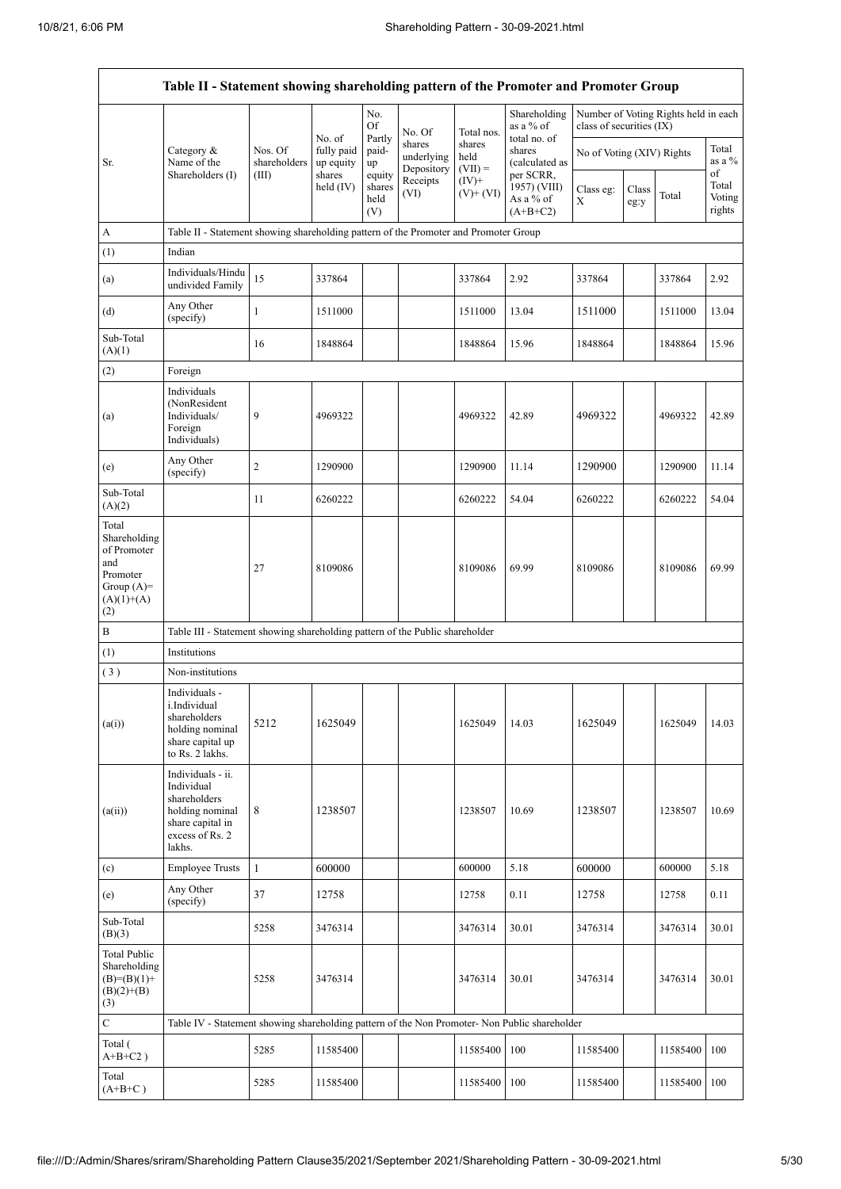| Table II - Statement showing shareholding pattern of the Promoter and Promoter Group | | | | | | | | | | | | |
|---|---|---|---|---|---|---|---|---|---|---|---|---|
| Sr. | Category & Name of the Shareholders (I) | Nos. Of shareholders (III) | No. of fully paid up equity shares held (IV) | No. Of Partly paid-up equity shares held (V) | No. Of shares underlying Depository Receipts (VI) | Total nos. shares held (VII) = (IV)+ (V)+ (VI) | Shareholding as a % of total no. of shares (calculated as per SCRR, 1957) (VIII) As a % of (A+B+C2) | Number of Voting Rights held in each class of securities (IX) | | | |
| | | | | | | | | No of Voting (XIV) Rights | | | Total as a % of Total Voting rights |
| | | | | | | | | Class eg: X | Class eg:y | Total | |
| A | Table II - Statement showing shareholding pattern of the Promoter and Promoter Group | | | | | | | | | | |
| (1) | Indian | | | | | | | | | | |
| (a) | Individuals/Hindu undivided Family | 15 | 337864 | | | 337864 | 2.92 | 337864 | | 337864 | 2.92 |
| (d) | Any Other (specify) | 1 | 1511000 | | | 1511000 | 13.04 | 1511000 | | 1511000 | 13.04 |
| Sub-Total (A)(1) | | 16 | 1848864 | | | 1848864 | 15.96 | 1848864 | | 1848864 | 15.96 |
| (2) | Foreign | | | | | | | | | | |
| (a) | Individuals (NonResident Individuals/ Foreign Individuals) | 9 | 4969322 | | | 4969322 | 42.89 | 4969322 | | 4969322 | 42.89 |
| (e) | Any Other (specify) | 2 | 1290900 | | | 1290900 | 11.14 | 1290900 | | 1290900 | 11.14 |
| Sub-Total (A)(2) | | 11 | 6260222 | | | 6260222 | 54.04 | 6260222 | | 6260222 | 54.04 |
| Total Shareholding of Promoter and Promoter Group (A)= (A)(1)+(A)(2) | | 27 | 8109086 | | | 8109086 | 69.99 | 8109086 | | 8109086 | 69.99 |
| B | Table III - Statement showing shareholding pattern of the Public shareholder | | | | | | | | | | |
| (1) | Institutions | | | | | | | | | | |
| (3) | Non-institutions | | | | | | | | | | |
| (a(i)) | Individuals - i.Individual shareholders holding nominal share capital up to Rs. 2 lakhs. | 5212 | 1625049 | | | 1625049 | 14.03 | 1625049 | | 1625049 | 14.03 |
| (a(ii)) | Individuals - ii. Individual shareholders holding nominal share capital in excess of Rs. 2 lakhs. | 8 | 1238507 | | | 1238507 | 10.69 | 1238507 | | 1238507 | 10.69 |
| (c) | Employee Trusts | 1 | 600000 | | | 600000 | 5.18 | 600000 | | 600000 | 5.18 |
| (e) | Any Other (specify) | 37 | 12758 | | | 12758 | 0.11 | 12758 | | 12758 | 0.11 |
| Sub-Total (B)(3) | | 5258 | 3476314 | | | 3476314 | 30.01 | 3476314 | | 3476314 | 30.01 |
| Total Public Shareholding (B)=(B)(1)+(B)(2)+(B)(3) | | 5258 | 3476314 | | | 3476314 | 30.01 | 3476314 | | 3476314 | 30.01 |
| C | Table IV - Statement showing shareholding pattern of the Non Promoter- Non Public shareholder | | | | | | | | | | |
| Total ( A+B+C2 ) | | 5285 | 11585400 | | | 11585400 | 100 | 11585400 | | 11585400 | 100 |
| Total (A+B+C ) | | 5285 | 11585400 | | | 11585400 | 100 | 11585400 | | 11585400 | 100 |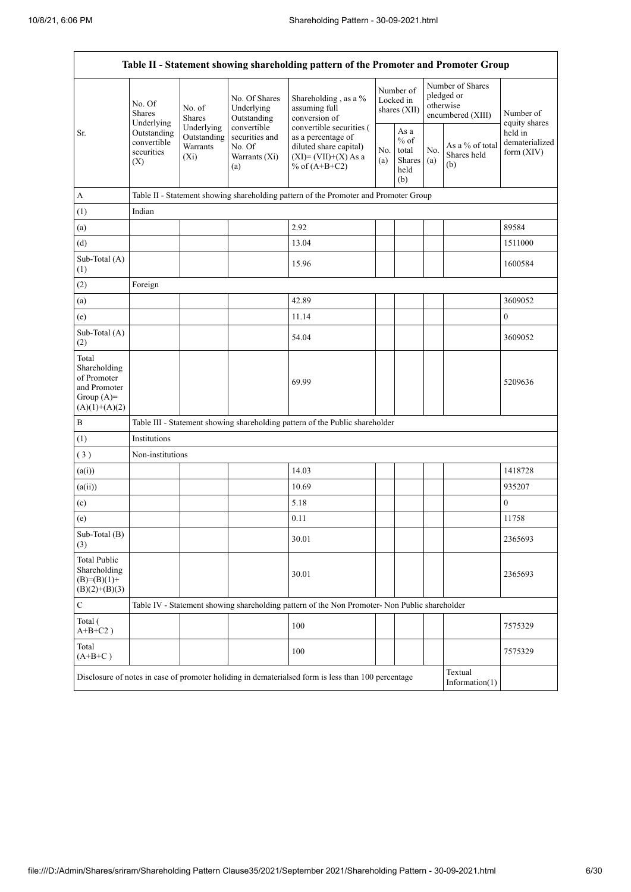| Table II - Statement showing shareholding pattern of the Promoter and Promoter Group | | | | | | | | | |
|---|---|---|---|---|---|---|---|---|---|
| Sr. | No. Of Shares Underlying Outstanding convertible securities (X) | No. of Shares Underlying Outstanding Warrants (Xi) | No. Of Shares Underlying Outstanding convertible securities and No. Of Warrants (Xi) (a) | Shareholding , as a % assuming full conversion of convertible securities ( as a percentage of diluted share capital) (XI)= (VII)+(X) As a % of (A+B+C2) | Number of Locked in shares (XII) | | Number of Shares pledged or otherwise encumbered (XIII) | | Number of equity shares held in dematerialized form (XIV) |
| | | | | | No. (a) | As a % of total Shares held (b) | No. (a) | As a % of total Shares held (b) | |
| A | Table II - Statement showing shareholding pattern of the Promoter and Promoter Group | | | | | | | | |
| (1) | Indian | | | | | | | | |
| (a) | | | | 2.92 | | | | | 89584 |
| (d) | | | | 13.04 | | | | | 1511000 |
| Sub-Total (A)(1) | | | | 15.96 | | | | | 1600584 |
| (2) | Foreign | | | | | | | | |
| (a) | | | | 42.89 | | | | | 3609052 |
| (e) | | | | 11.14 | | | | | 0 |
| Sub-Total (A)(2) | | | | 54.04 | | | | | 3609052 |
| Total Shareholding of Promoter and Promoter Group (A)=(A)(1)+(A)(2) | | | | 69.99 | | | | | 5209636 |
| B | Table III - Statement showing shareholding pattern of the Public shareholder | | | | | | | | |
| (1) | Institutions | | | | | | | | |
| ( 3 ) | Non-institutions | | | | | | | | |
| (a(i)) | | | | 14.03 | | | | | 1418728 |
| (a(ii)) | | | | 10.69 | | | | | 935207 |
| (c) | | | | 5.18 | | | | | 0 |
| (e) | | | | 0.11 | | | | | 11758 |
| Sub-Total (B)(3) | | | | 30.01 | | | | | 2365693 |
| Total Public Shareholding (B)=(B)(1)+(B)(2)+(B)(3) | | | | 30.01 | | | | | 2365693 |
| C | Table IV - Statement showing shareholding pattern of the Non Promoter- Non Public shareholder | | | | | | | | |
| Total ( A+B+C2 ) | | | | 100 | | | | | 7575329 |
| Total (A+B+C ) | | | | 100 | | | | | 7575329 |
| Disclosure of notes in case of promoter holiding in dematerialsed form is less than 100 percentage | | | | | | | | Textual Information(1) | |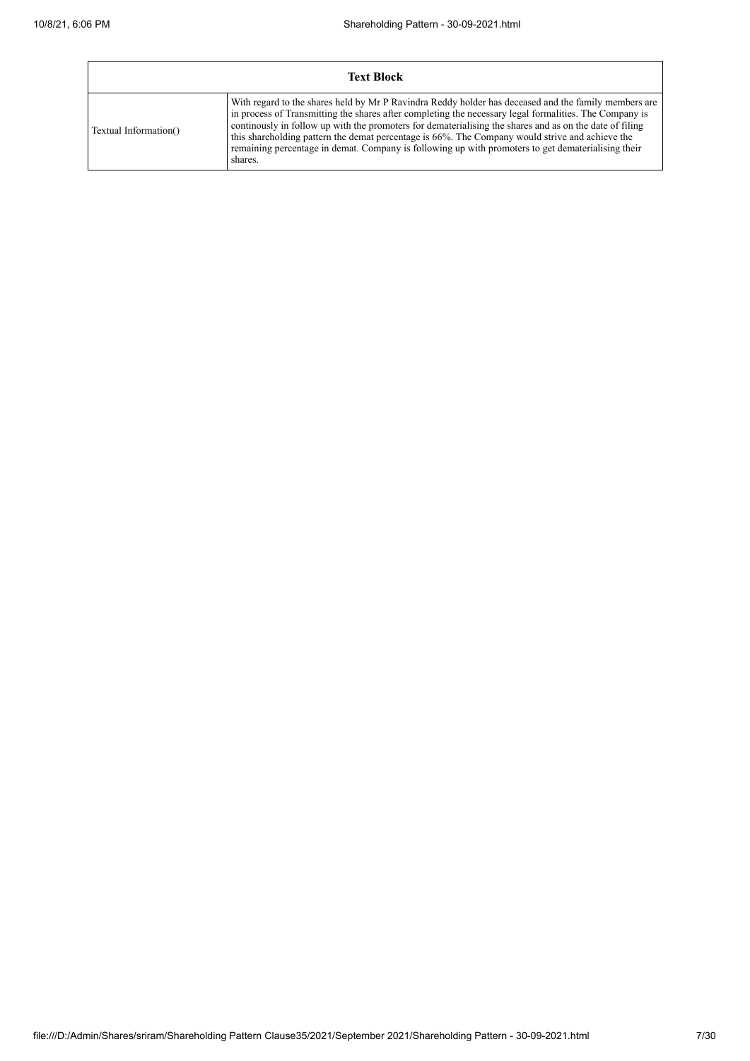| Text Block | |
|---|---|
| Textual Information() | With regard to the shares held by Mr P Ravindra Reddy holder has deceased and the family members are in process of Transmitting the shares after completing the necessary legal formalities. The Company is continously in follow up with the promoters for dematerialising the shares and as on the date of filing this shareholding pattern the demat percentage is 66%. The Company would strive and achieve the remaining percentage in demat. Company is following up with promoters to get dematerialising their shares. |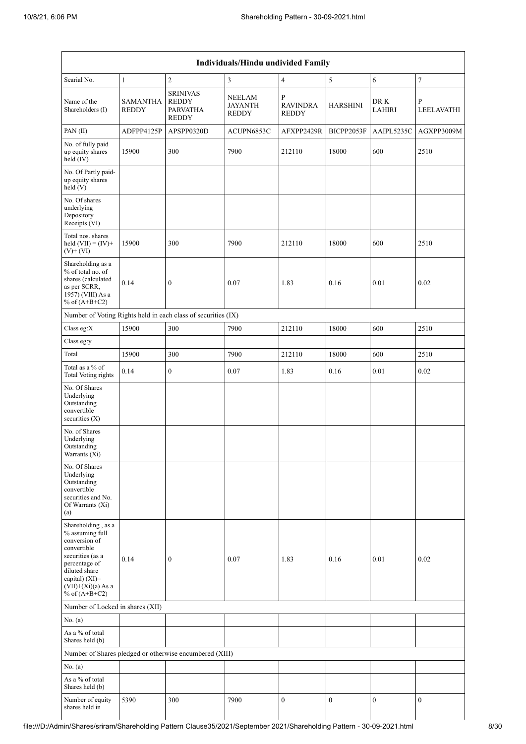| Individuals/Hindu undivided Family | | | | | | | |
|---|---|---|---|---|---|---|---|
| Searial No. | 1 | 2 | 3 | 4 | 5 | 6 | 7 |
| Name of the Shareholders (I) | SAMANTHA REDDY | SRINIVAS REDDY PARVATHA REDDY | NEELAM JAYANTH REDDY | P RAVINDRA REDDY | HARSHINI | DR K LAHIRI | P LEELAVATHI |
| PAN (II) | ADFPP4125P | APSPP0320D | ACUPN6853C | AFXPP2429R | BICPP2053F | AAIPL5235C | AGXPP3009M |
| No. of fully paid up equity shares held (IV) | 15900 | 300 | 7900 | 212110 | 18000 | 600 | 2510 |
| No. Of Partly paid-up equity shares held (V) | | | | | | | |
| No. Of shares underlying Depository Receipts (VI) | | | | | | | |
| Total nos. shares held (VII) = (IV)+(V)+ (VI) | 15900 | 300 | 7900 | 212110 | 18000 | 600 | 2510 |
| Shareholding as a % of total no. of shares (calculated as per SCRR, 1957) (VIII) As a % of (A+B+C2) | 0.14 | 0 | 0.07 | 1.83 | 0.16 | 0.01 | 0.02 |
| Number of Voting Rights held in each class of securities (IX) | | | | | | | |
| Class eg:X | 15900 | 300 | 7900 | 212110 | 18000 | 600 | 2510 |
| Class eg:y | | | | | | | |
| Total | 15900 | 300 | 7900 | 212110 | 18000 | 600 | 2510 |
| Total as a % of Total Voting rights | 0.14 | 0 | 0.07 | 1.83 | 0.16 | 0.01 | 0.02 |
| No. Of Shares Underlying Outstanding convertible securities (X) | | | | | | | |
| No. of Shares Underlying Outstanding Warrants (Xi) | | | | | | | |
| No. Of Shares Underlying Outstanding convertible securities and No. Of Warrants (Xi) (a) | | | | | | | |
| Shareholding , as a % assuming full conversion of convertible securities (as a percentage of diluted share capital) (XI)= (VII)+(Xi)(a) As a % of (A+B+C2) | 0.14 | 0 | 0.07 | 1.83 | 0.16 | 0.01 | 0.02 |
| Number of Locked in shares (XII) | | | | | | | |
| No. (a) | | | | | | | |
| As a % of total Shares held (b) | | | | | | | |
| Number of Shares pledged or otherwise encumbered (XIII) | | | | | | | |
| No. (a) | | | | | | | |
| As a % of total Shares held (b) | | | | | | | |
| Number of equity shares held in | 5390 | 300 | 7900 | 0 | 0 | 0 | 0 |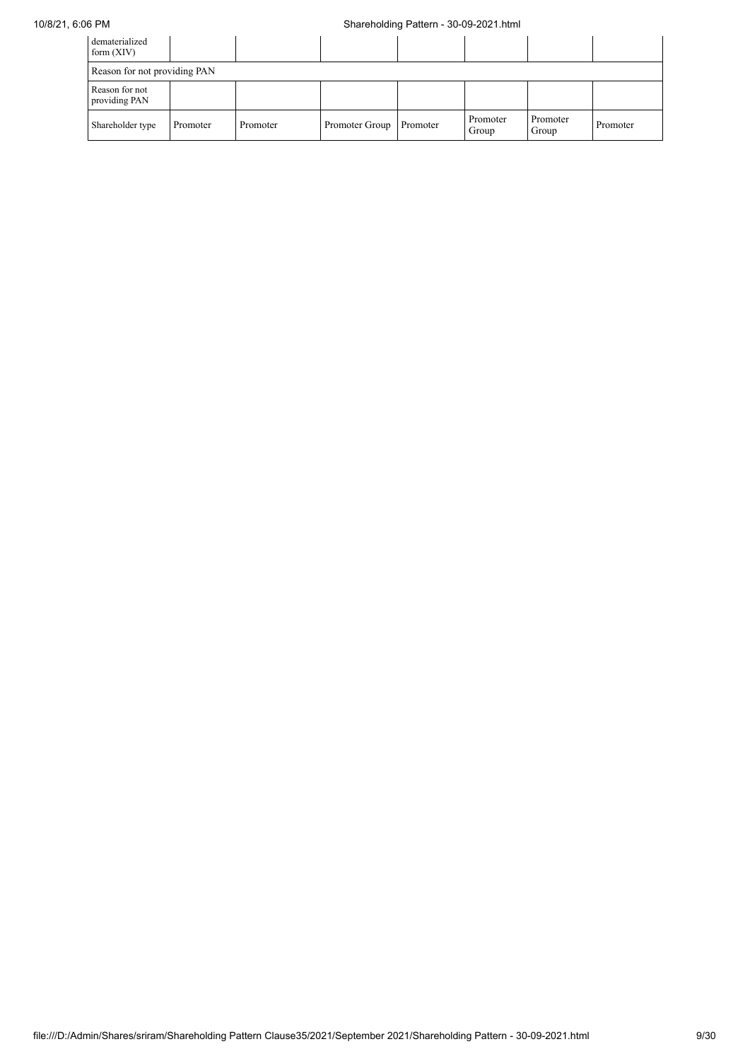| dematerialized form (XIV) | | | | | | | |
|---|---|---|---|---|---|---|---|
| Reason for not providing PAN | | | | | | | |
| Reason for not providing PAN | | | | | | | |
| Shareholder type | Promoter | Promoter | Promoter Group | Promoter | Promoter Group | Promoter Group | Promoter |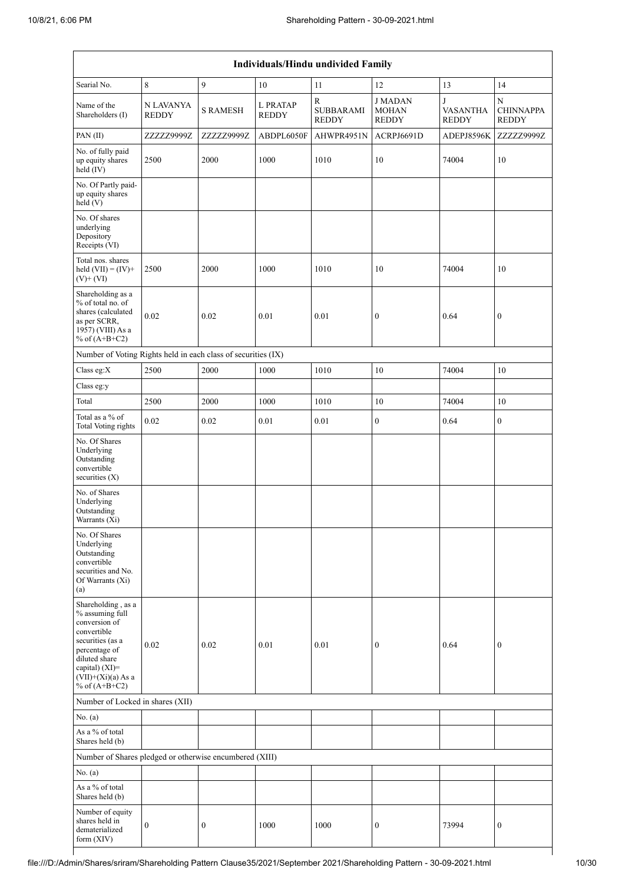| Individuals/Hindu undivided Family | | | | | | | |
|---|---|---|---|---|---|---|---|
| Searial No. | 8 | 9 | 10 | 11 | 12 | 13 | 14 |
| Name of the Shareholders (I) | N LAVANYA REDDY | S RAMESH | L PRATAP REDDY | R SUBBARAMI REDDY | J MADAN MOHAN REDDY | J VASANTHA REDDY | N CHINNAPPA REDDY |
| PAN (II) | ZZZZZ9999Z | ZZZZZ9999Z | ABDPL6050F | AHWPR4951N | ACRPJ6691D | ADEPJ8596K | ZZZZZ9999Z |
| No. of fully paid up equity shares held (IV) | 2500 | 2000 | 1000 | 1010 | 10 | 74004 | 10 |
| No. Of Partly paid-up equity shares held (V) | | | | | | | |
| No. Of shares underlying Depository Receipts (VI) | | | | | | | |
| Total nos. shares held (VII) = (IV)+ (V)+ (VI) | 2500 | 2000 | 1000 | 1010 | 10 | 74004 | 10 |
| Shareholding as a % of total no. of shares (calculated as per SCRR, 1957) (VIII) As a % of (A+B+C2) | 0.02 | 0.02 | 0.01 | 0.01 | 0 | 0.64 | 0 |
| Number of Voting Rights held in each class of securities (IX) | | | | | | | |
| Class eg:X | 2500 | 2000 | 1000 | 1010 | 10 | 74004 | 10 |
| Class eg:y | | | | | | | |
| Total | 2500 | 2000 | 1000 | 1010 | 10 | 74004 | 10 |
| Total as a % of Total Voting rights | 0.02 | 0.02 | 0.01 | 0.01 | 0 | 0.64 | 0 |
| No. Of Shares Underlying Outstanding convertible securities (X) | | | | | | | |
| No. of Shares Underlying Outstanding Warrants (Xi) | | | | | | | |
| No. Of Shares Underlying Outstanding convertible securities and No. Of Warrants (Xi) (a) | | | | | | | |
| Shareholding , as a % assuming full conversion of convertible securities (as a percentage of diluted share capital) (XI)= (VII)+(Xi)(a) As a % of (A+B+C2) | 0.02 | 0.02 | 0.01 | 0.01 | 0 | 0.64 | 0 |
| Number of Locked in shares (XII) | | | | | | | |
| No. (a) | | | | | | | |
| As a % of total Shares held (b) | | | | | | | |
| Number of Shares pledged or otherwise encumbered (XIII) | | | | | | | |
| No. (a) | | | | | | | |
| As a % of total Shares held (b) | | | | | | | |
| Number of equity shares held in dematerialized form (XIV) | 0 | 0 | 1000 | 1000 | 0 | 73994 | 0 |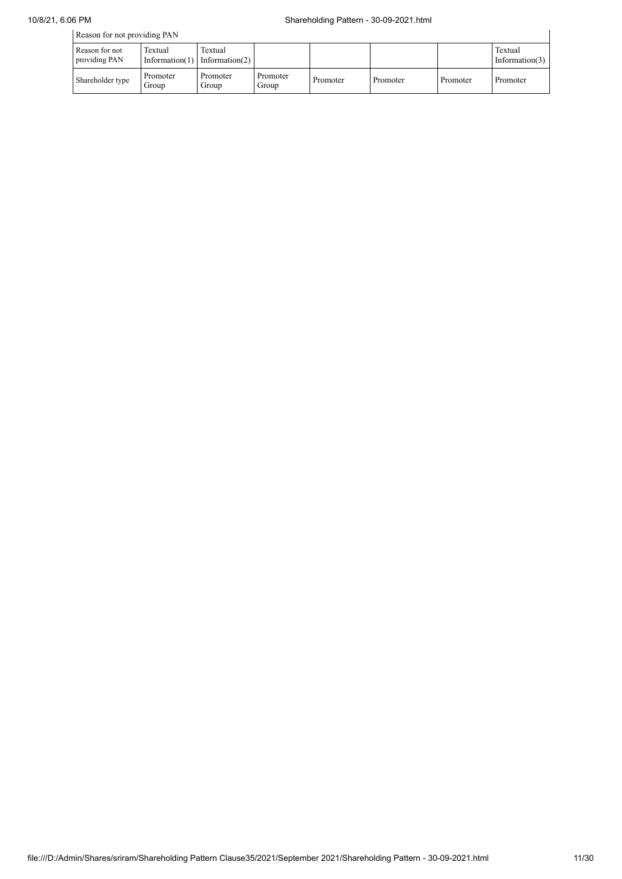| Reason for not providing PAN | | | | | | | |
|---|---|---|---|---|---|---|---|
| Reason for not providing PAN | Textual Information(1) | Textual Information(2) | | | | | Textual Information(3) |
| Shareholder type | Promoter Group | Promoter Group | Promoter Group | Promoter | Promoter | Promoter | Promoter |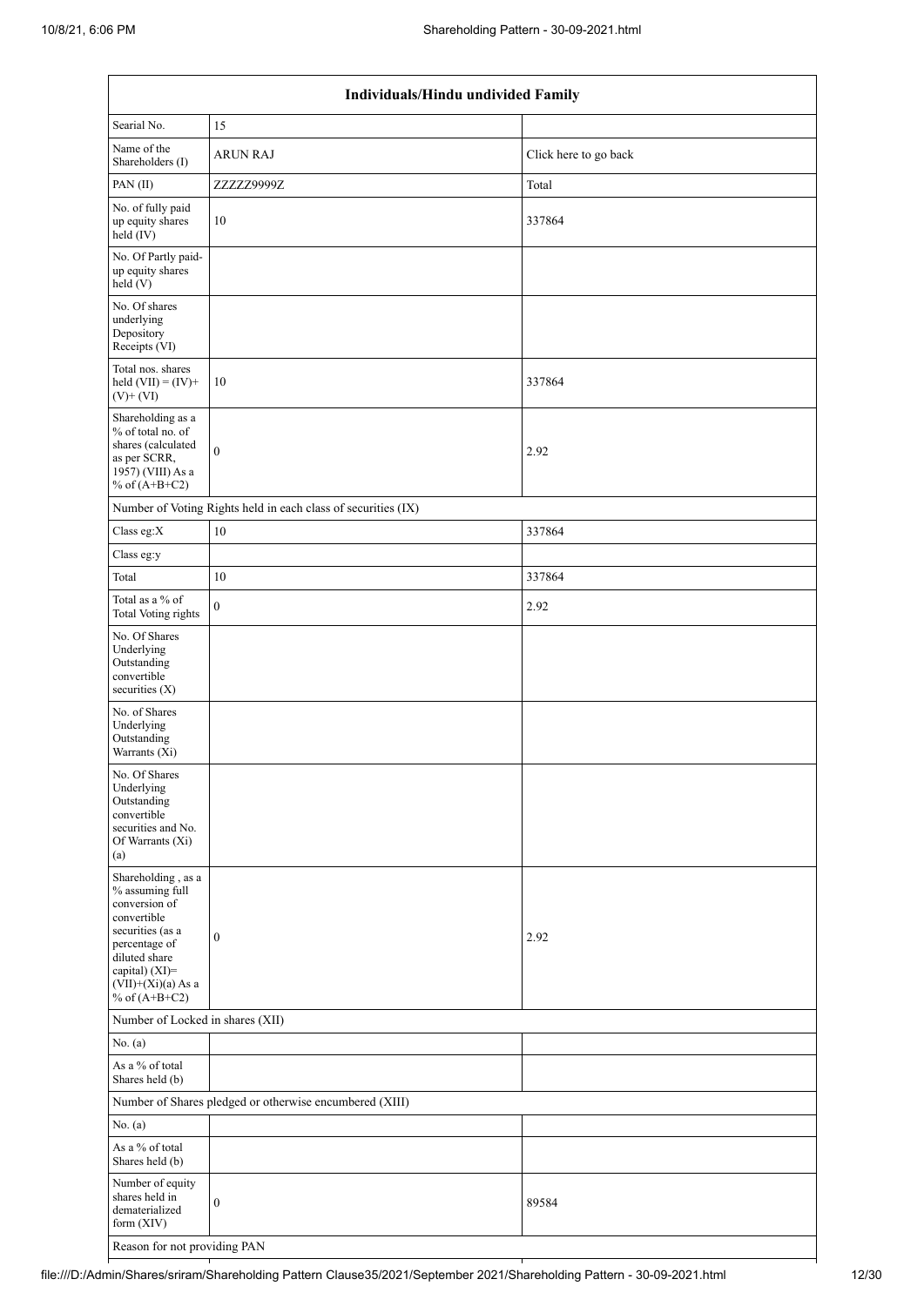| Individuals/Hindu undivided Family | | |
|---|---|---|
| Searial No. | 15 | |
| Name of the Shareholders (I) | ARUN RAJ | Click here to go back |
| PAN (II) | ZZZZZ9999Z | Total |
| No. of fully paid up equity shares held (IV) | 10 | 337864 |
| No. Of Partly paid-up equity shares held (V) | | |
| No. Of shares underlying Depository Receipts (VI) | | |
| Total nos. shares held (VII) = (IV)+ (V)+ (VI) | 10 | 337864 |
| Shareholding as a % of total no. of shares (calculated as per SCRR, 1957) (VIII) As a % of (A+B+C2) | 0 | 2.92 |
| Number of Voting Rights held in each class of securities (IX) | | |
| Class eg:X | 10 | 337864 |
| Class eg:y | | |
| Total | 10 | 337864 |
| Total as a % of Total Voting rights | 0 | 2.92 |
| No. Of Shares Underlying Outstanding convertible securities (X) | | |
| No. of Shares Underlying Outstanding Warrants (Xi) | | |
| No. Of Shares Underlying Outstanding convertible securities and No. Of Warrants (Xi) (a) | | |
| Shareholding , as a % assuming full conversion of convertible securities (as a percentage of diluted share capital) (XI)= (VII)+(Xi)(a) As a % of (A+B+C2) | 0 | 2.92 |
| Number of Locked in shares (XII) | | |
| No. (a) | | |
| As a % of total Shares held (b) | | |
| Number of Shares pledged or otherwise encumbered (XIII) | | |
| No. (a) | | |
| As a % of total Shares held (b) | | |
| Number of equity shares held in dematerialized form (XIV) | 0 | 89584 |
| Reason for not providing PAN | | |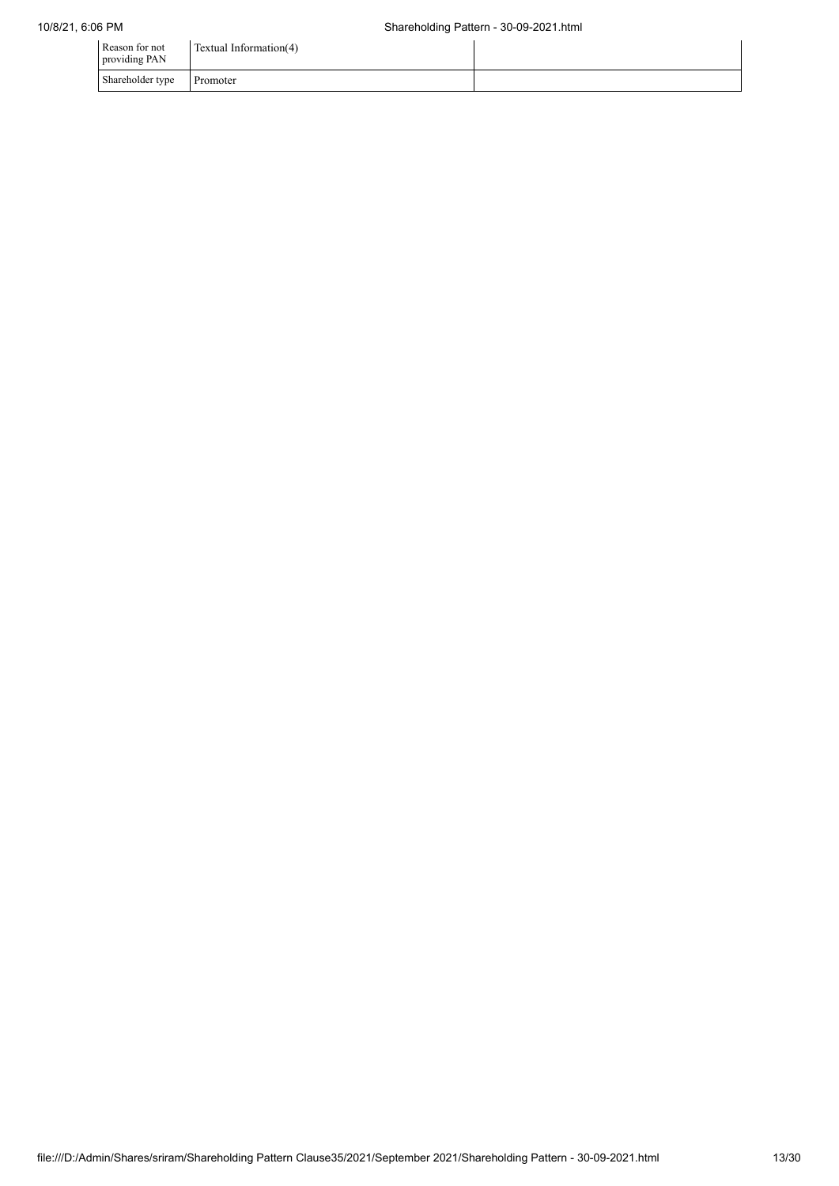| | | |
|---|---|---|
| Reason for not providing PAN | Textual Information(4) | |
| Shareholder type | Promoter | |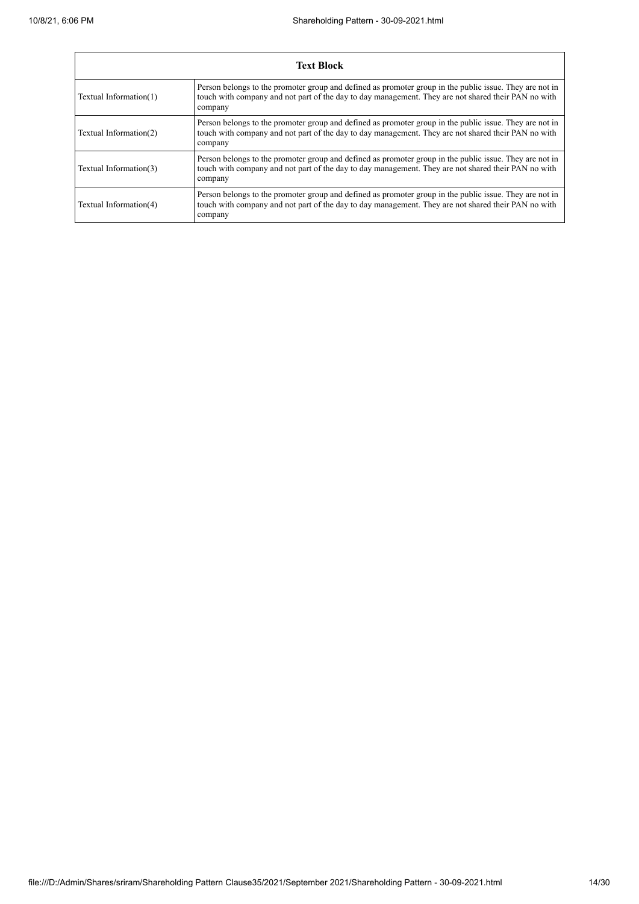| Text Block | |
|---|---|
| Textual Information(1) | Person belongs to the promoter group and defined as promoter group in the public issue. They are not in touch with company and not part of the day to day management. They are not shared their PAN no with company |
| Textual Information(2) | Person belongs to the promoter group and defined as promoter group in the public issue. They are not in touch with company and not part of the day to day management. They are not shared their PAN no with company |
| Textual Information(3) | Person belongs to the promoter group and defined as promoter group in the public issue. They are not in touch with company and not part of the day to day management. They are not shared their PAN no with company |
| Textual Information(4) | Person belongs to the promoter group and defined as promoter group in the public issue. They are not in touch with company and not part of the day to day management. They are not shared their PAN no with company |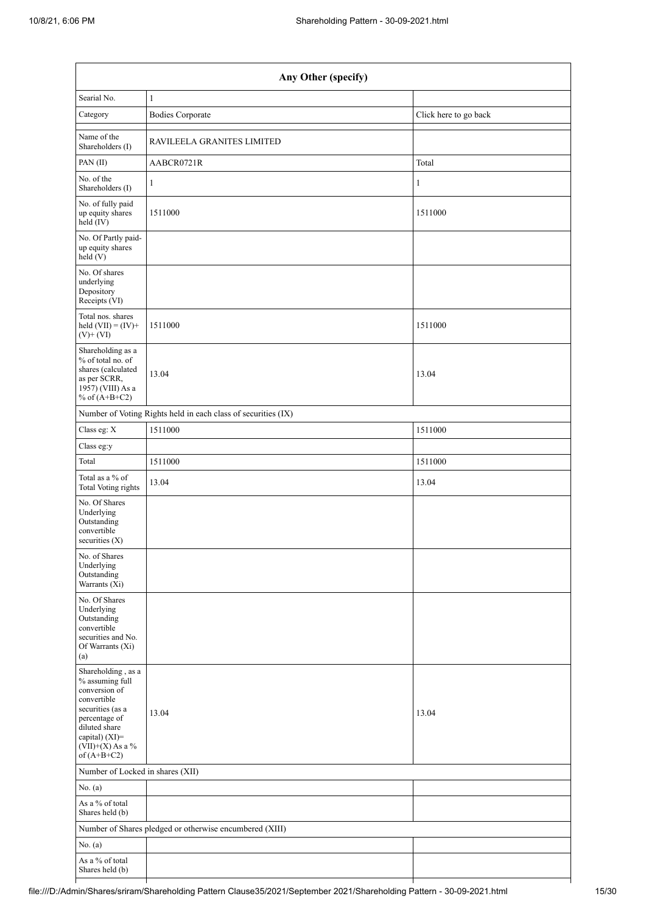| Any Other (specify) | | |
|---|---|---|
| Searial No. | 1 | |
| Category | Bodies Corporate | Click here to go back |
| Name of the Shareholders (I) | RAVILEELA GRANITES LIMITED | |
| PAN (II) | AABCR0721R | Total |
| No. of the Shareholders (I) | 1 | 1 |
| No. of fully paid up equity shares held (IV) | 1511000 | 1511000 |
| No. Of Partly paid-up equity shares held (V) | | |
| No. Of shares underlying Depository Receipts (VI) | | |
| Total nos. shares held (VII) = (IV)+(V)+ (VI) | 1511000 | 1511000 |
| Shareholding as a % of total no. of shares (calculated as per SCRR, 1957) (VIII) As a % of (A+B+C2) | 13.04 | 13.04 |
| Number of Voting Rights held in each class of securities (IX) | | |
| Class eg: X | 1511000 | 1511000 |
| Class eg:y | | |
| Total | 1511000 | 1511000 |
| Total as a % of Total Voting rights | 13.04 | 13.04 |
| No. Of Shares Underlying Outstanding convertible securities (X) | | |
| No. of Shares Underlying Outstanding Warrants (Xi) | | |
| No. Of Shares Underlying Outstanding convertible securities and No. Of Warrants (Xi) (a) | | |
| Shareholding , as a % assuming full conversion of convertible securities (as a percentage of diluted share capital) (XI)= (VII)+(X) As a % of (A+B+C2) | 13.04 | 13.04 |
| Number of Locked in shares (XII) | | |
| No. (a) | | |
| As a % of total Shares held (b) | | |
| Number of Shares pledged or otherwise encumbered (XIII) | | |
| No. (a) | | |
| As a % of total Shares held (b) | | |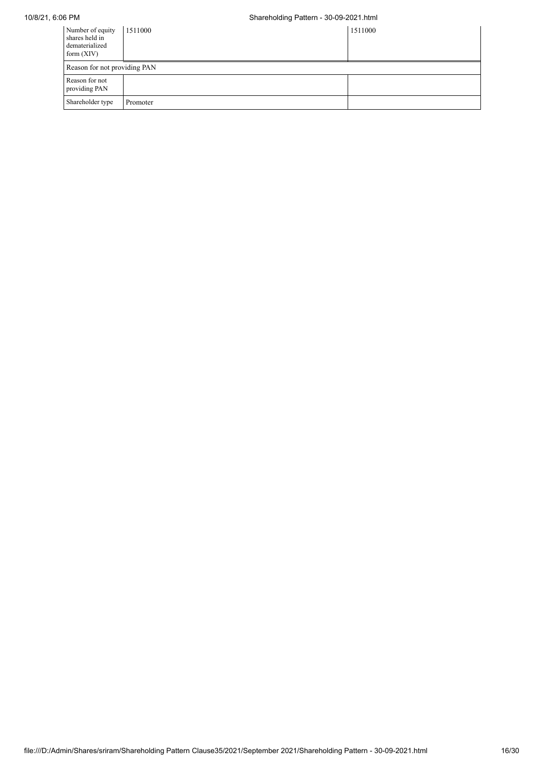| | | |
|---|---|---|
| Number of equity shares held in dematerialized form (XIV) | 1511000 | 1511000 |
| Reason for not providing PAN | | |
| Reason for not providing PAN | | |
| Shareholder type | Promoter | |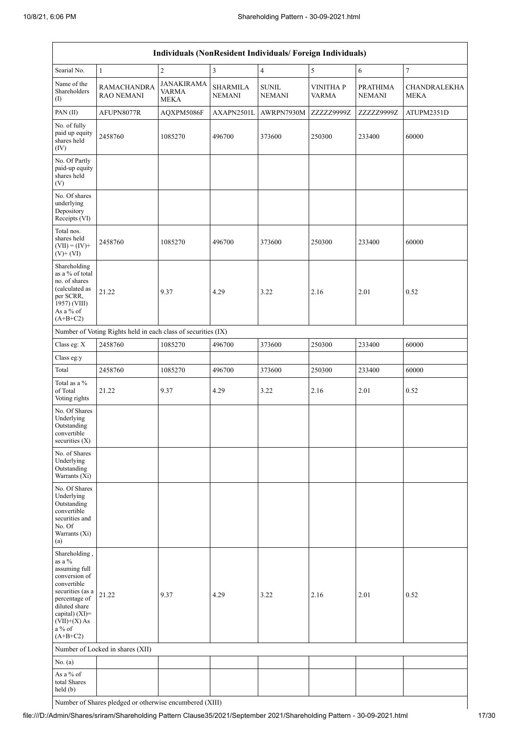| Individuals (NonResident Individuals/ Foreign Individuals) | | | | | | | |
|---|---|---|---|---|---|---|---|
| Searial No. | 1 | 2 | 3 | 4 | 5 | 6 | 7 |
| Name of the Shareholders (I) | RAMACHANDRA RAO NEMANI | JANAKIRAMA VARMA MEKA | SHARMILA NEMANI | SUNIL NEMANI | VINITHA P VARMA | PRATHIMA NEMANI | CHANDRALEKHA MEKA |
| PAN (II) | AFUPN8077R | AQXPM5086F | AXAPN2501L | AWRPN7930M | ZZZZZ9999Z | ZZZZZ9999Z | ATUPM2351D |
| No. of fully paid up equity shares held (IV) | 2458760 | 1085270 | 496700 | 373600 | 250300 | 233400 | 60000 |
| No. Of Partly paid-up equity shares held (V) | | | | | | | |
| No. Of shares underlying Depository Receipts (VI) | | | | | | | |
| Total nos. shares held (VII) = (IV)+ (V)+ (VI) | 2458760 | 1085270 | 496700 | 373600 | 250300 | 233400 | 60000 |
| Shareholding as a % of total no. of shares (calculated as per SCRR, 1957) (VIII) As a % of (A+B+C2) | 21.22 | 9.37 | 4.29 | 3.22 | 2.16 | 2.01 | 0.52 |
| Number of Voting Rights held in each class of securities (IX) | | | | | | | |
| Class eg: X | 2458760 | 1085270 | 496700 | 373600 | 250300 | 233400 | 60000 |
| Class eg:y | | | | | | | |
| Total | 2458760 | 1085270 | 496700 | 373600 | 250300 | 233400 | 60000 |
| Total as a % of Total Voting rights | 21.22 | 9.37 | 4.29 | 3.22 | 2.16 | 2.01 | 0.52 |
| No. Of Shares Underlying Outstanding convertible securities (X) | | | | | | | |
| No. of Shares Underlying Outstanding Warrants (Xi) | | | | | | | |
| No. Of Shares Underlying Outstanding convertible securities and No. Of Warrants (Xi) (a) | | | | | | | |
| Shareholding , as a % assuming full conversion of convertible securities (as a percentage of diluted share capital) (XI)= (VII)+(X) As a % of (A+B+C2) | 21.22 | 9.37 | 4.29 | 3.22 | 2.16 | 2.01 | 0.52 |
| Number of Locked in shares (XII) | | | | | | | |
| No. (a) | | | | | | | |
| As a % of total Shares held (b) | | | | | | | |
| Number of Shares pledged or otherwise encumbered (XIII) | | | | | | | |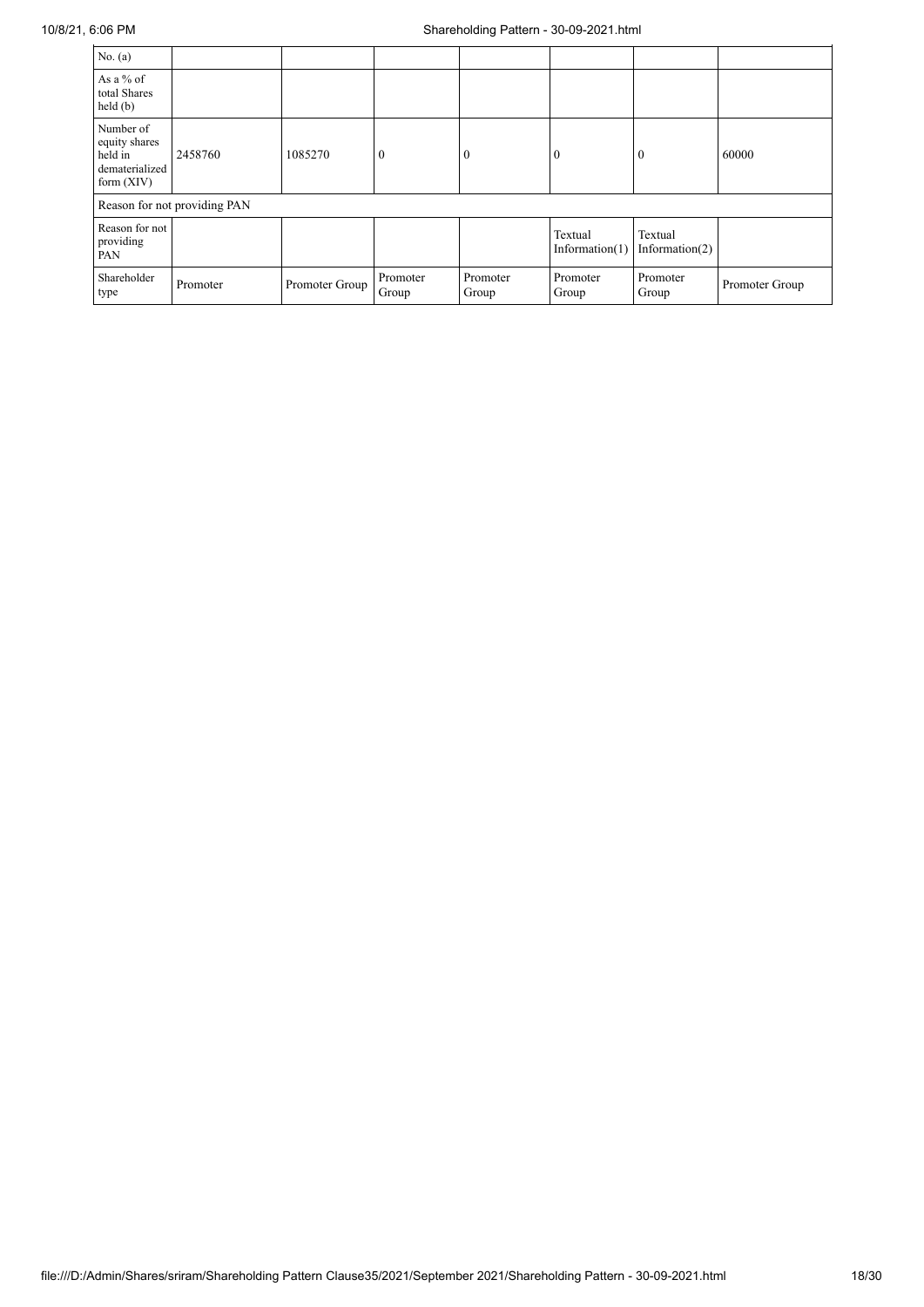| No. (a) | | | | | | | |
|---|---|---|---|---|---|---|---|
| As a % of total Shares held (b) | | | | | | | |
| Number of equity shares held in dematerialized form (XIV) | 2458760 | 1085270 | 0 | 0 | 0 | 0 | 60000 |
| Reason for not providing PAN | | | | | | | |
| Reason for not providing PAN | | | | | Textual Information(1) | Textual Information(2) | |
| Shareholder type | Promoter | Promoter Group | Promoter Group | Promoter Group | Promoter Group | Promoter Group | Promoter Group |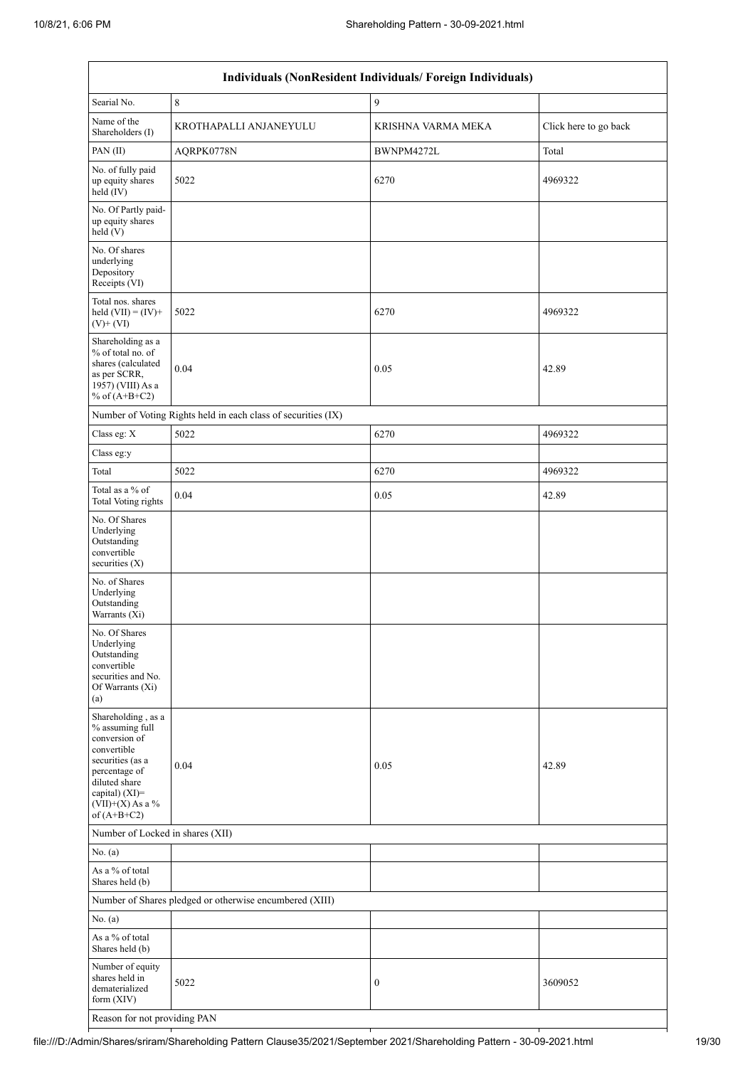| Individuals (NonResident Individuals/ Foreign Individuals) | | | |
|---|---|---|---|
| Searial No. | 8 | 9 | |
| Name of the Shareholders (I) | KROTHAPALLI ANJANEYULU | KRISHNA VARMA MEKA | Click here to go back |
| PAN (II) | AQRPK0778N | BWNPM4272L | Total |
| No. of fully paid up equity shares held (IV) | 5022 | 6270 | 4969322 |
| No. Of Partly paid-up equity shares held (V) | | | |
| No. Of shares underlying Depository Receipts (VI) | | | |
| Total nos. shares held (VII) = (IV)+(V)+ (VI) | 5022 | 6270 | 4969322 |
| Shareholding as a % of total no. of shares (calculated as per SCRR, 1957) (VIII) As a % of (A+B+C2) | 0.04 | 0.05 | 42.89 |
| Number of Voting Rights held in each class of securities (IX) | | | |
| Class eg: X | 5022 | 6270 | 4969322 |
| Class eg:y | | | |
| Total | 5022 | 6270 | 4969322 |
| Total as a % of Total Voting rights | 0.04 | 0.05 | 42.89 |
| No. Of Shares Underlying Outstanding convertible securities (X) | | | |
| No. of Shares Underlying Outstanding Warrants (Xi) | | | |
| No. Of Shares Underlying Outstanding convertible securities and No. Of Warrants (Xi) (a) | | | |
| Shareholding , as a % assuming full conversion of convertible securities (as a percentage of diluted share capital) (XI)= (VII)+(X) As a % of (A+B+C2) | 0.04 | 0.05 | 42.89 |
| Number of Locked in shares (XII) | | | |
| No. (a) | | | |
| As a % of total Shares held (b) | | | |
| Number of Shares pledged or otherwise encumbered (XIII) | | | |
| No. (a) | | | |
| As a % of total Shares held (b) | | | |
| Number of equity shares held in dematerialized form (XIV) | 5022 | 0 | 3609052 |
| Reason for not providing PAN | | | |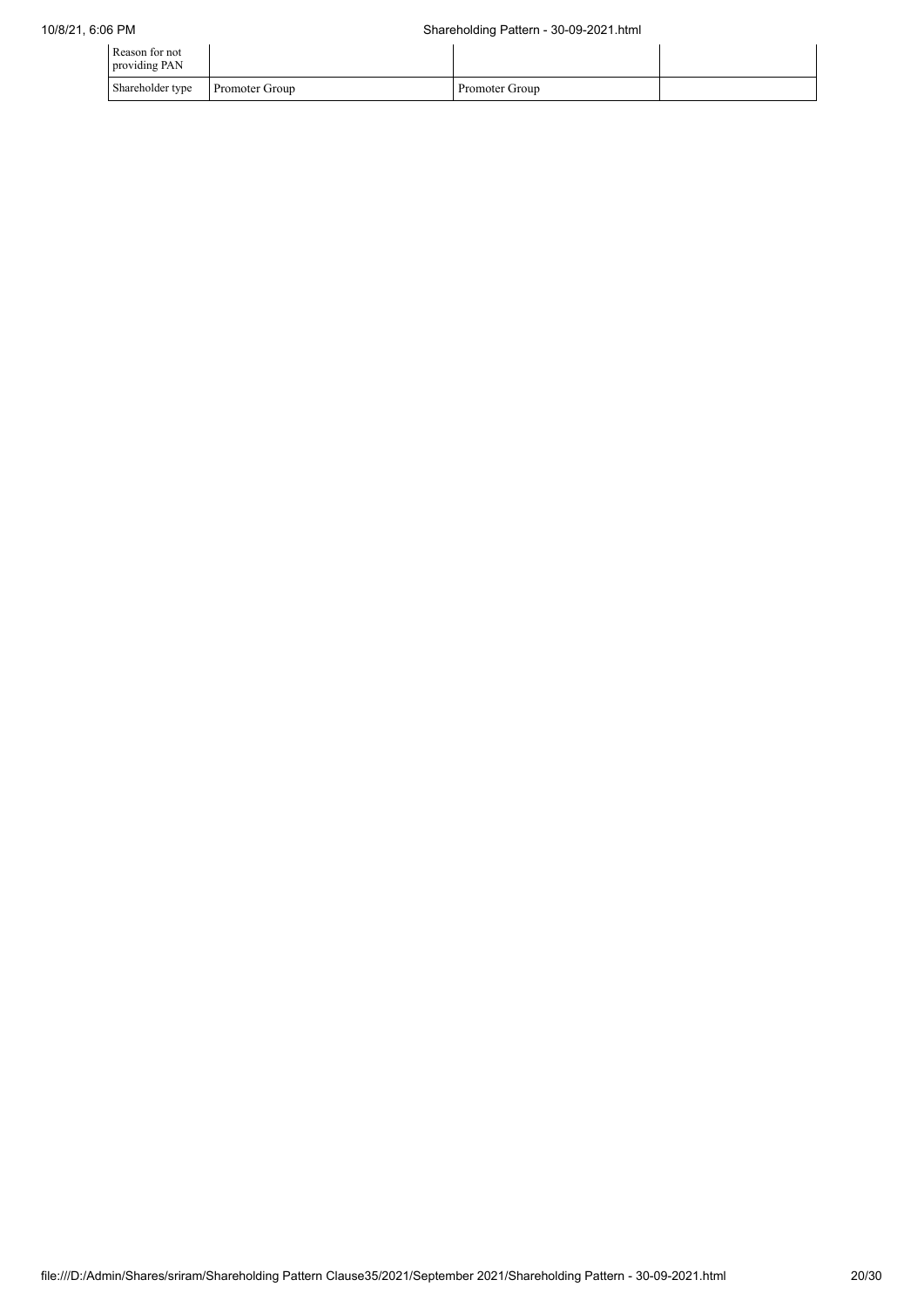| | | | |
|---|---|---|---|
| Reason for not providing PAN | | | |
| Shareholder type | Promoter Group | Promoter Group | |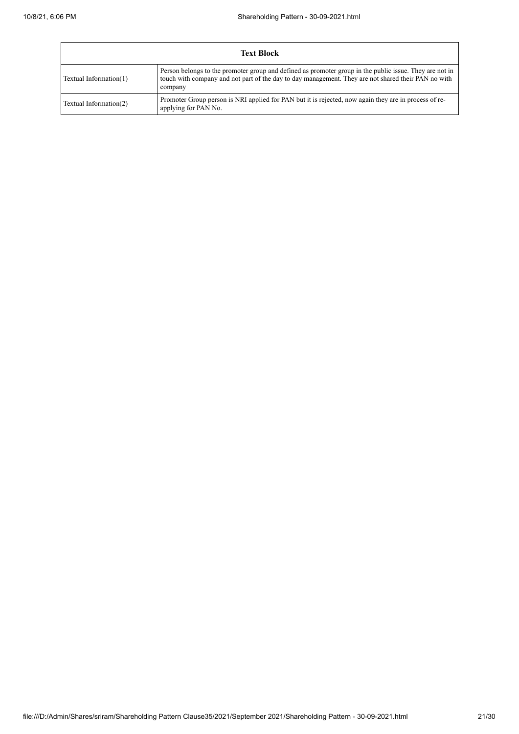| Text Block | |
|---|---|
| Textual Information(1) | Person belongs to the promoter group and defined as promoter group in the public issue. They are not in touch with company and not part of the day to day management. They are not shared their PAN no with company |
| Textual Information(2) | Promoter Group person is NRI applied for PAN but it is rejected, now again they are in process of re-applying for PAN No. |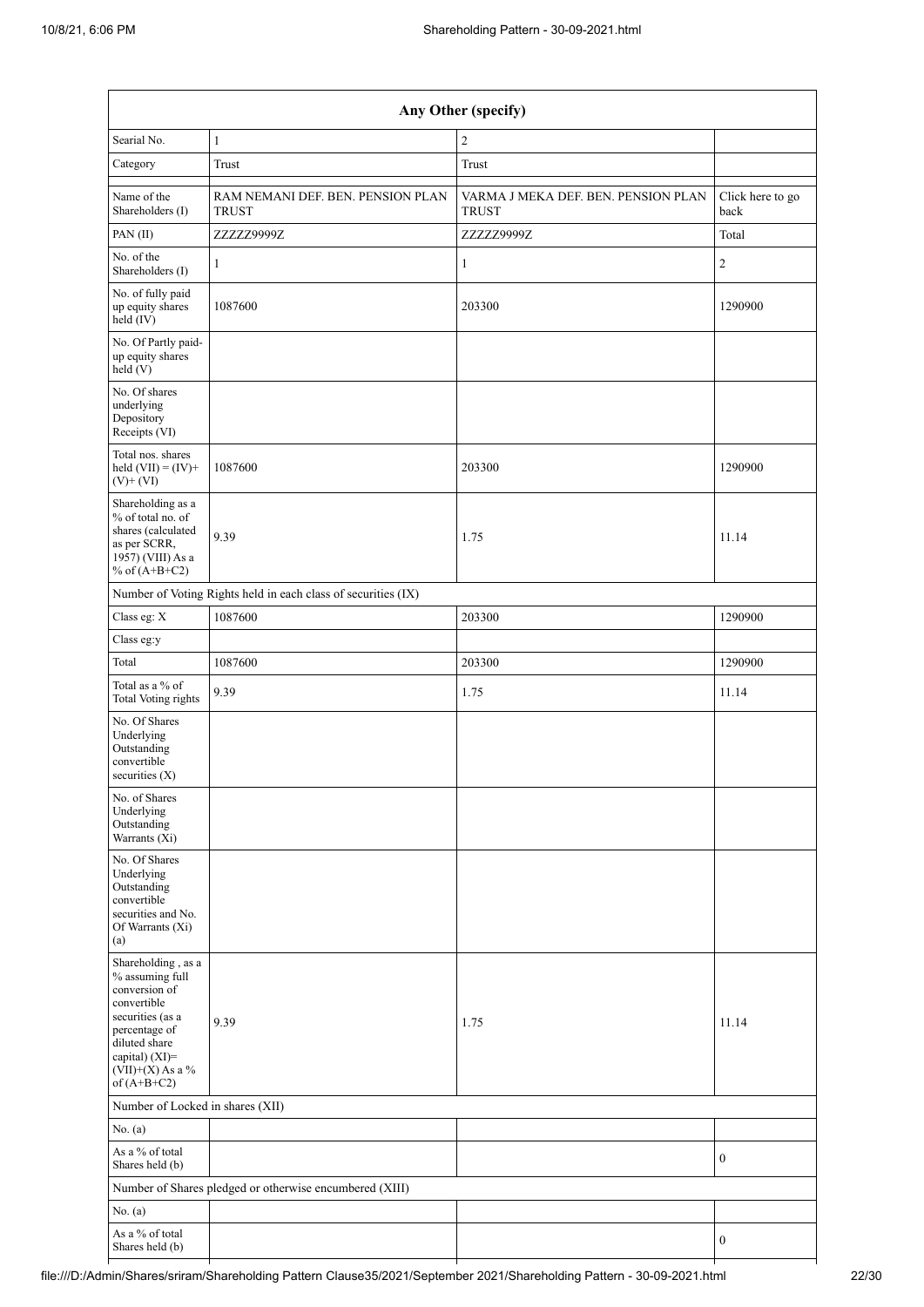| Any Other (specify) | | | |
|---|---|---|---|
| Searial No. | 1 | 2 | |
| Category | Trust | Trust | |
| Name of the Shareholders (I) | RAM NEMANI DEF. BEN. PENSION PLAN TRUST | VARMA J MEKA DEF. BEN. PENSION PLAN TRUST | Click here to go back |
| PAN (II) | ZZZZZ9999Z | ZZZZZ9999Z | Total |
| No. of the Shareholders (I) | 1 | 1 | 2 |
| No. of fully paid up equity shares held (IV) | 1087600 | 203300 | 1290900 |
| No. Of Partly paid-up equity shares held (V) | | | |
| No. Of shares underlying Depository Receipts (VI) | | | |
| Total nos. shares held (VII) = (IV)+(V)+ (VI) | 1087600 | 203300 | 1290900 |
| Shareholding as a % of total no. of shares (calculated as per SCRR, 1957) (VIII) As a % of (A+B+C2) | 9.39 | 1.75 | 11.14 |
| Number of Voting Rights held in each class of securities (IX) | | | |
| Class eg: X | 1087600 | 203300 | 1290900 |
| Class eg:y | | | |
| Total | 1087600 | 203300 | 1290900 |
| Total as a % of Total Voting rights | 9.39 | 1.75 | 11.14 |
| No. Of Shares Underlying Outstanding convertible securities (X) | | | |
| No. of Shares Underlying Outstanding Warrants (Xi) | | | |
| No. Of Shares Underlying Outstanding convertible securities and No. Of Warrants (Xi) (a) | | | |
| Shareholding , as a % assuming full conversion of convertible securities (as a percentage of diluted share capital) (XI)= (VII)+(X) As a % of (A+B+C2) | 9.39 | 1.75 | 11.14 |
| Number of Locked in shares (XII) | | | |
| No. (a) | | | |
| As a % of total Shares held (b) | | | 0 |
| Number of Shares pledged or otherwise encumbered (XIII) | | | |
| No. (a) | | | |
| As a % of total Shares held (b) | | | 0 |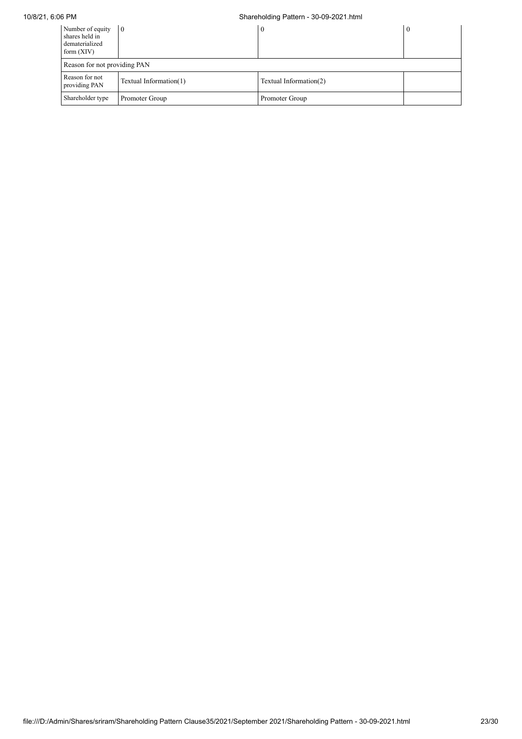| Number of equity shares held in dematerialized form (XIV) | 0 | 0 | 0 |
|---|---|---|---|
| Reason for not providing PAN | | | |
| Reason for not providing PAN | Textual Information(1) | Textual Information(2) | |
| Shareholder type | Promoter Group | Promoter Group | |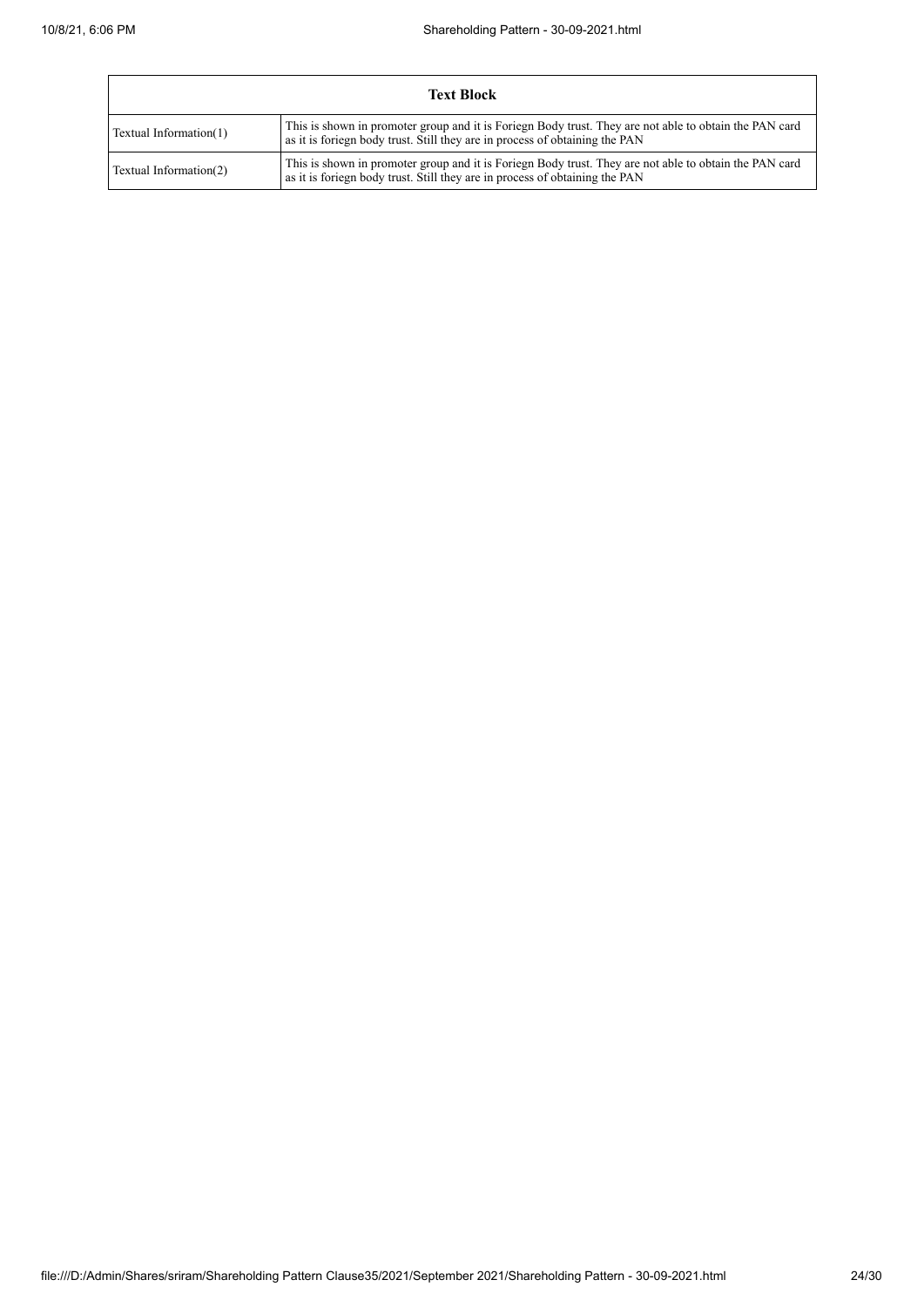| Text Block | |
|---|---|
| Textual Information(1) | This is shown in promoter group and it is Foriegn Body trust. They are not able to obtain the PAN card as it is foriegn body trust. Still they are in process of obtaining the PAN |
| Textual Information(2) | This is shown in promoter group and it is Foriegn Body trust. They are not able to obtain the PAN card as it is foriegn body trust. Still they are in process of obtaining the PAN |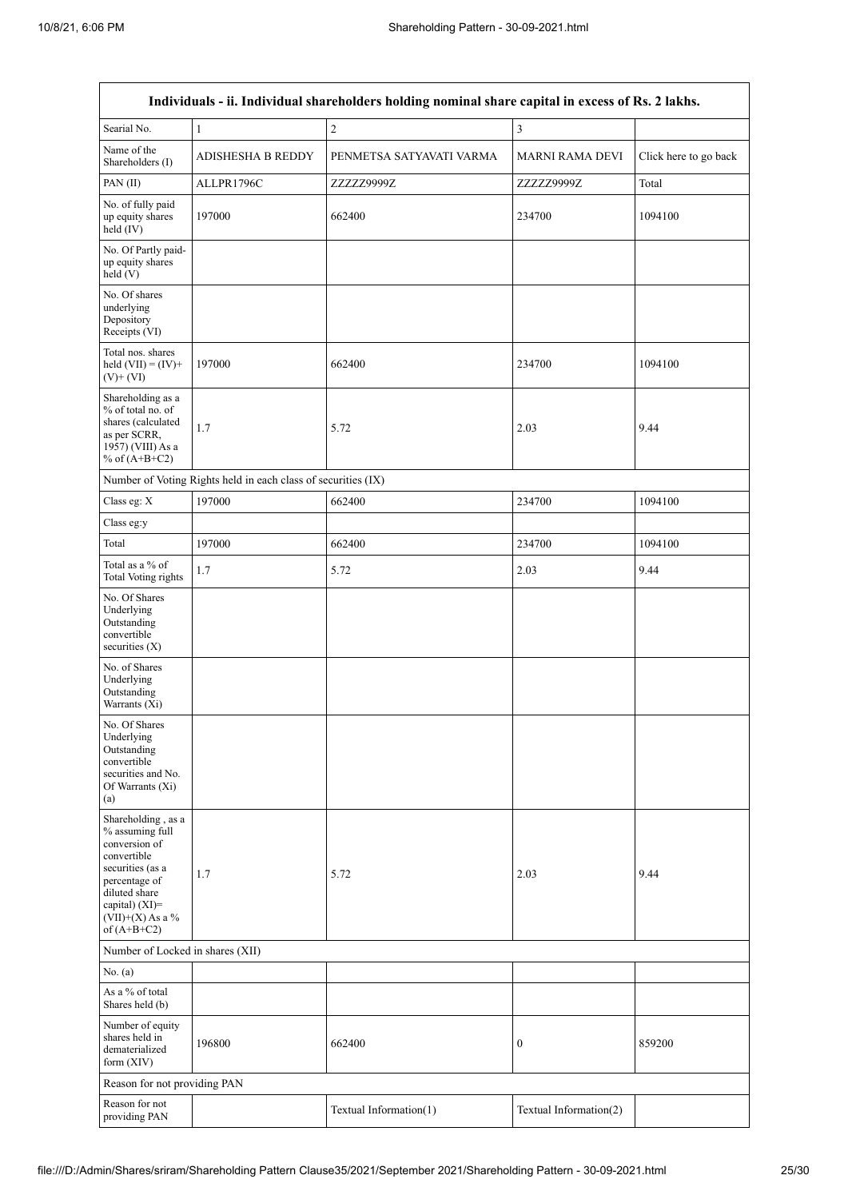| Individuals - ii. Individual shareholders holding nominal share capital in excess of Rs. 2 lakhs. | | | | |
|---|---|---|---|---|
| Searial No. | 1 | 2 | 3 | |
| Name of the Shareholders (I) | ADISHESHA B REDDY | PENMETSA SATYAVATI VARMA | MARNI RAMA DEVI | Click here to go back |
| PAN (II) | ALLPR1796C | ZZZZZ9999Z | ZZZZZ9999Z | Total |
| No. of fully paid up equity shares held (IV) | 197000 | 662400 | 234700 | 1094100 |
| No. Of Partly paid-up equity shares held (V) | | | | |
| No. Of shares underlying Depository Receipts (VI) | | | | |
| Total nos. shares held (VII) = (IV)+ (V)+ (VI) | 197000 | 662400 | 234700 | 1094100 |
| Shareholding as a % of total no. of shares (calculated as per SCRR, 1957) (VIII) As a % of (A+B+C2) | 1.7 | 5.72 | 2.03 | 9.44 |
| Number of Voting Rights held in each class of securities (IX) | | | | |
| Class eg: X | 197000 | 662400 | 234700 | 1094100 |
| Class eg:y | | | | |
| Total | 197000 | 662400 | 234700 | 1094100 |
| Total as a % of Total Voting rights | 1.7 | 5.72 | 2.03 | 9.44 |
| No. Of Shares Underlying Outstanding convertible securities (X) | | | | |
| No. of Shares Underlying Outstanding Warrants (Xi) | | | | |
| No. Of Shares Underlying Outstanding convertible securities and No. Of Warrants (Xi) (a) | | | | |
| Shareholding , as a % assuming full conversion of convertible securities (as a percentage of diluted share capital) (XI)= (VII)+(X) As a % of (A+B+C2) | 1.7 | 5.72 | 2.03 | 9.44 |
| Number of Locked in shares (XII) | | | | |
| No. (a) | | | | |
| As a % of total Shares held (b) | | | | |
| Number of equity shares held in dematerialized form (XIV) | 196800 | 662400 | 0 | 859200 |
| Reason for not providing PAN | | | | |
| Reason for not providing PAN | | Textual Information(1) | Textual Information(2) | |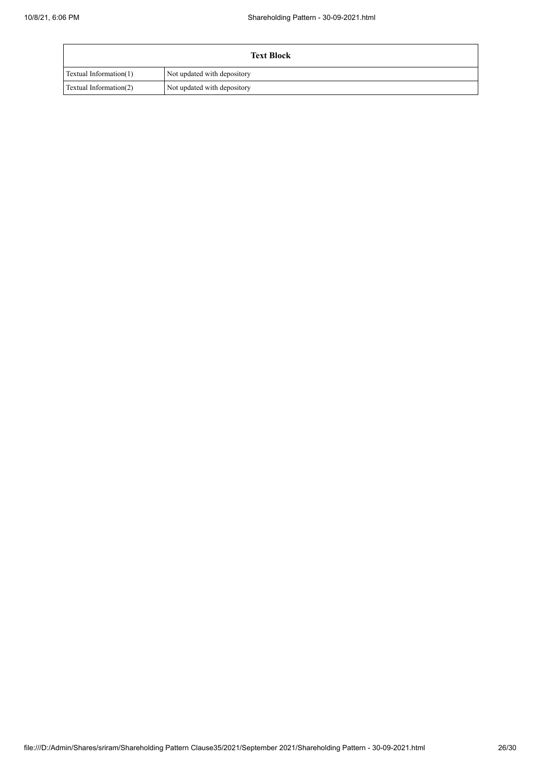| Text Block | |
|---|---|
| Textual Information(1) | Not updated with depository |
| Textual Information(2) | Not updated with depository |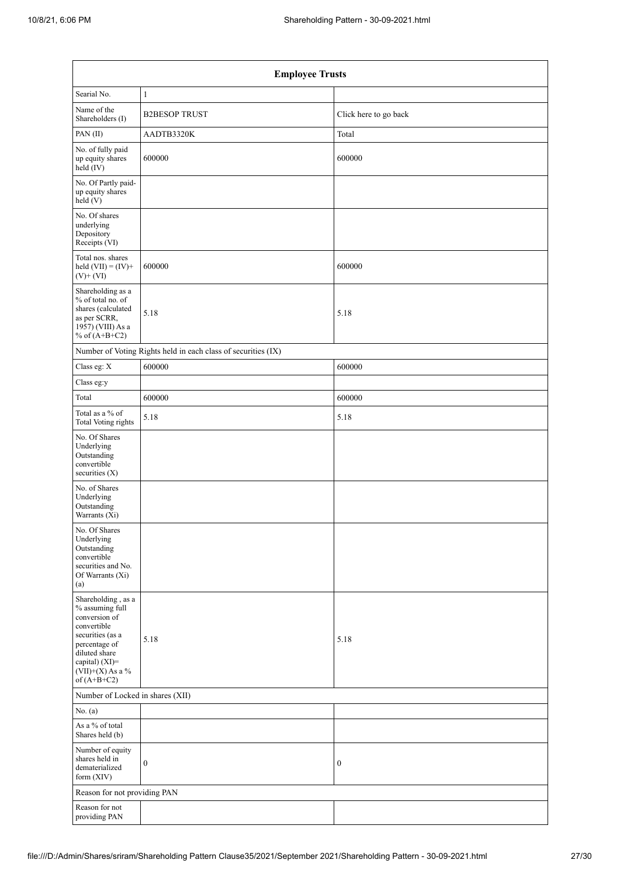| Employee Trusts | | |
|---|---|---|
| Searial No. | 1 | |
| Name of the Shareholders (I) | B2BESOP TRUST | Click here to go back |
| PAN (II) | AADTB3320K | Total |
| No. of fully paid up equity shares held (IV) | 600000 | 600000 |
| No. Of Partly paid-up equity shares held (V) | | |
| No. Of shares underlying Depository Receipts (VI) | | |
| Total nos. shares held (VII) = (IV)+(V)+ (VI) | 600000 | 600000 |
| Shareholding as a % of total no. of shares (calculated as per SCRR, 1957) (VIII) As a % of (A+B+C2) | 5.18 | 5.18 |
| Number of Voting Rights held in each class of securities (IX) | | |
| Class eg: X | 600000 | 600000 |
| Class eg:y | | |
| Total | 600000 | 600000 |
| Total as a % of Total Voting rights | 5.18 | 5.18 |
| No. Of Shares Underlying Outstanding convertible securities (X) | | |
| No. of Shares Underlying Outstanding Warrants (Xi) | | |
| No. Of Shares Underlying Outstanding convertible securities and No. Of Warrants (Xi) (a) | | |
| Shareholding , as a % assuming full conversion of convertible securities (as a percentage of diluted share capital) (XI)= (VII)+(X) As a % of (A+B+C2) | 5.18 | 5.18 |
| Number of Locked in shares (XII) | | |
| No. (a) | | |
| As a % of total Shares held (b) | | |
| Number of equity shares held in dematerialized form (XIV) | 0 | 0 |
| Reason for not providing PAN | | |
| Reason for not providing PAN | | |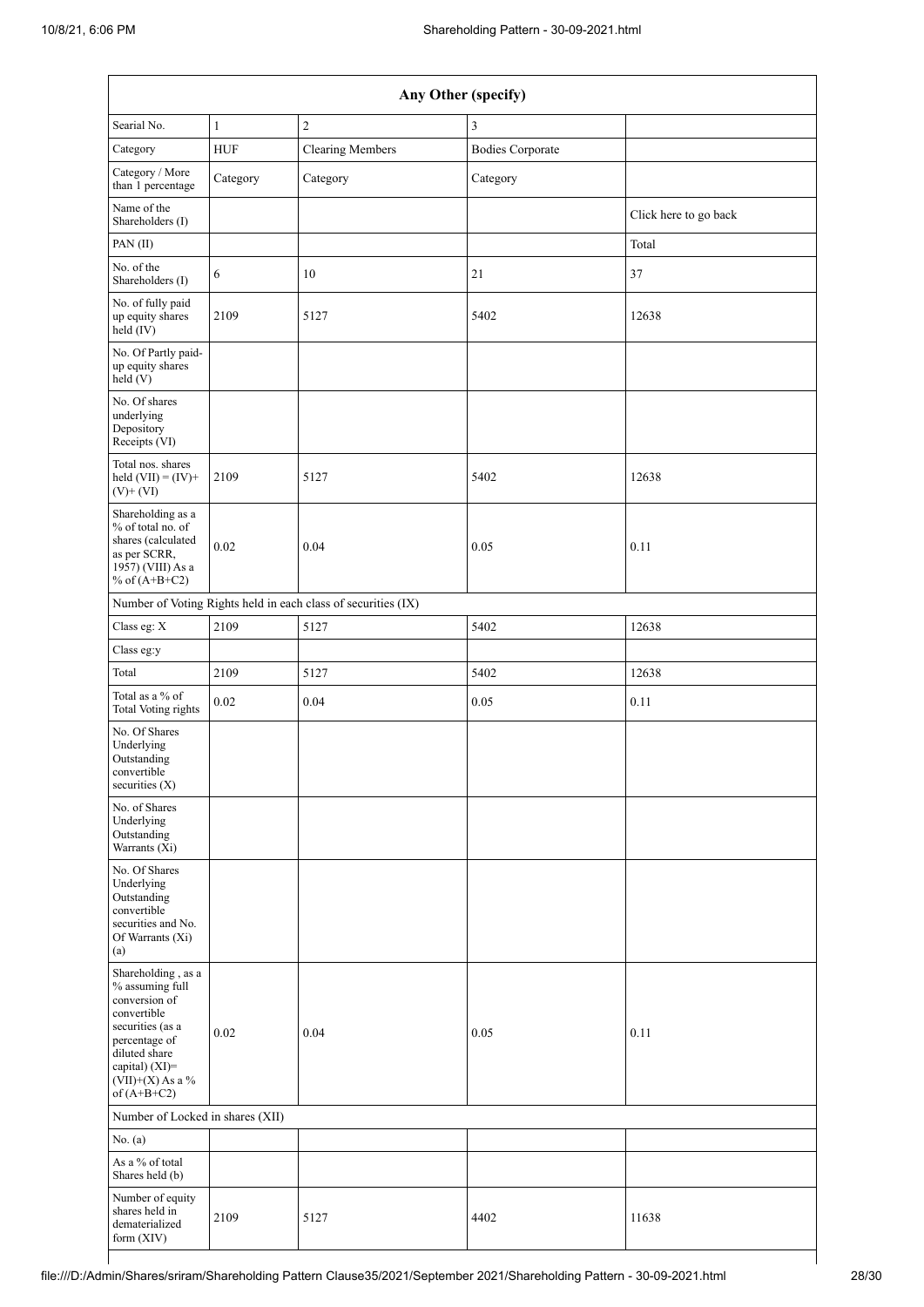| Any Other (specify) | | | | |
|---|---|---|---|---|
| Searial No. | 1 | 2 | 3 | |
| Category | HUF | Clearing Members | Bodies Corporate | |
| Category / More than 1 percentage | Category | Category | Category | |
| Name of the Shareholders (I) | | | | Click here to go back |
| PAN (II) | | | | Total |
| No. of the Shareholders (I) | 6 | 10 | 21 | 37 |
| No. of fully paid up equity shares held (IV) | 2109 | 5127 | 5402 | 12638 |
| No. Of Partly paid-up equity shares held (V) | | | | |
| No. Of shares underlying Depository Receipts (VI) | | | | |
| Total nos. shares held (VII) = (IV)+ (V)+ (VI) | 2109 | 5127 | 5402 | 12638 |
| Shareholding as a % of total no. of shares (calculated as per SCRR, 1957) (VIII) As a % of (A+B+C2) | 0.02 | 0.04 | 0.05 | 0.11 |
| Number of Voting Rights held in each class of securities (IX) | | | | |
| Class eg: X | 2109 | 5127 | 5402 | 12638 |
| Class eg:y | | | | |
| Total | 2109 | 5127 | 5402 | 12638 |
| Total as a % of Total Voting rights | 0.02 | 0.04 | 0.05 | 0.11 |
| No. Of Shares Underlying Outstanding convertible securities (X) | | | | |
| No. of Shares Underlying Outstanding Warrants (Xi) | | | | |
| No. Of Shares Underlying Outstanding convertible securities and No. Of Warrants (Xi) (a) | | | | |
| Shareholding , as a % assuming full conversion of convertible securities (as a percentage of diluted share capital) (XI)= (VII)+(X) As a % of (A+B+C2) | 0.02 | 0.04 | 0.05 | 0.11 |
| Number of Locked in shares (XII) | | | | |
| No. (a) | | | | |
| As a % of total Shares held (b) | | | | |
| Number of equity shares held in dematerialized form (XIV) | 2109 | 5127 | 4402 | 11638 |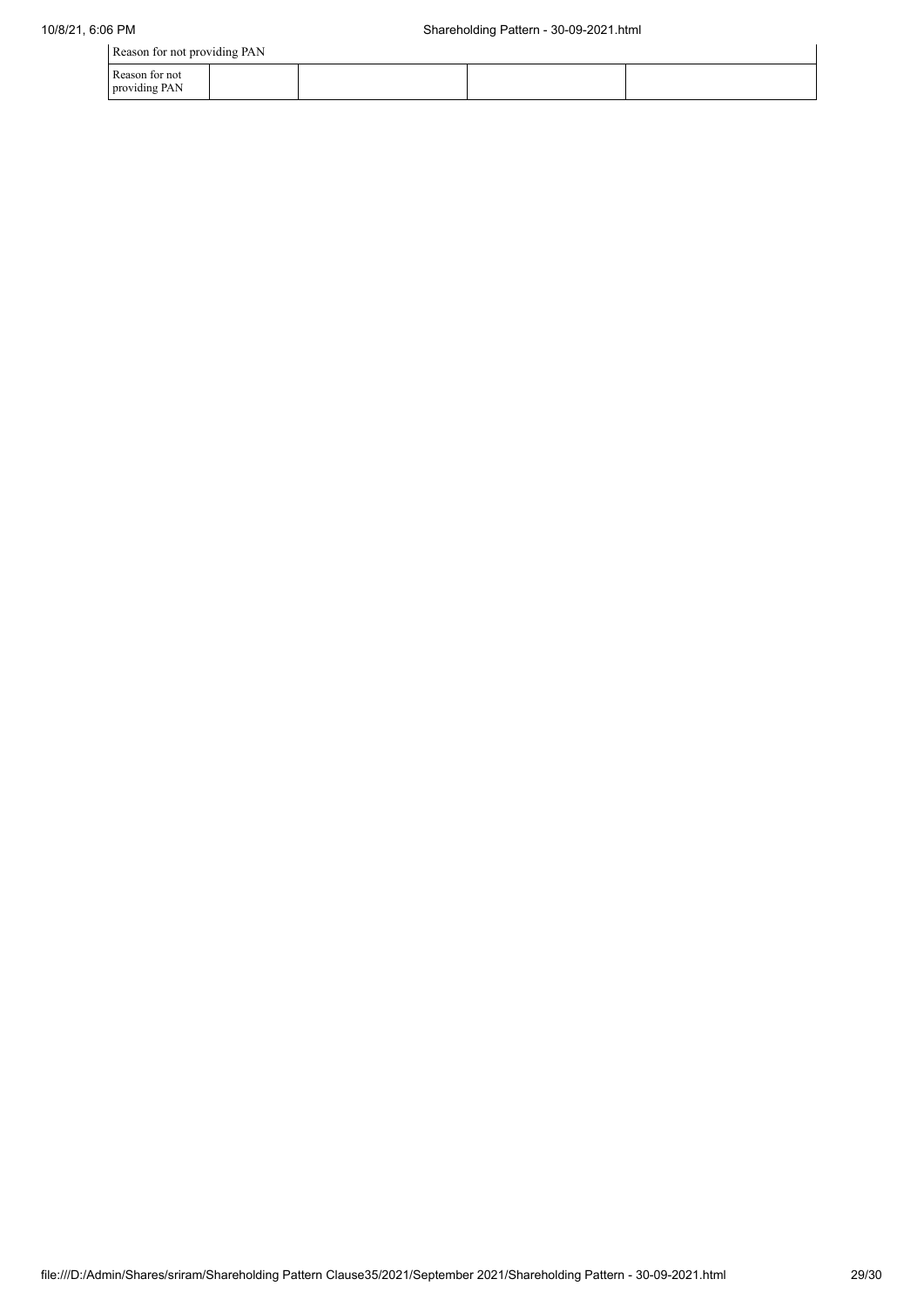| Reason for not providing PAN | | | | |
|---|---|---|---|---|
| Reason for not providing PAN | | | | |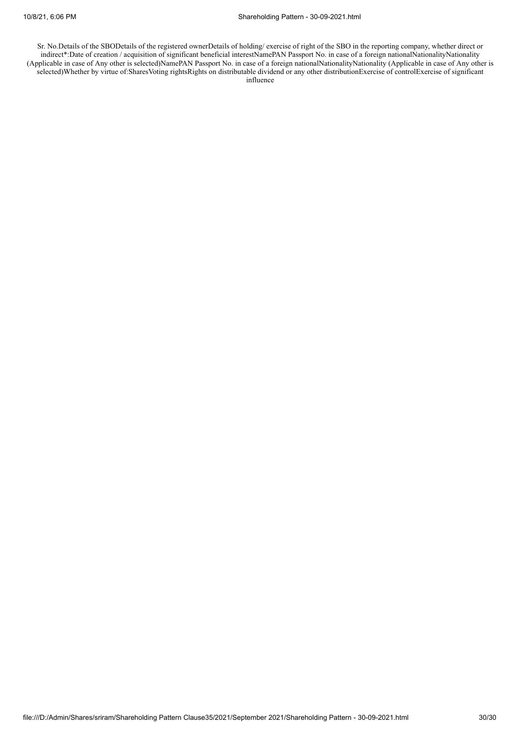Sr. No.Details of the SBODetails of the registered ownerDetails of holding/ exercise of right of the SBO in the reporting company, whether direct or indirect*:Date of creation / acquisition of significant beneficial interestNamePAN Passport No. in case of a foreign nationalNationalityNationality (Applicable in case of Any other is selected)NamePAN Passport No. in case of a foreign nationalNationalityNationality (Applicable in case of Any other is selected)Whether by virtue of:SharesVoting rightsRights on distributable dividend or any other distributionExercise of controlExercise of significant influence